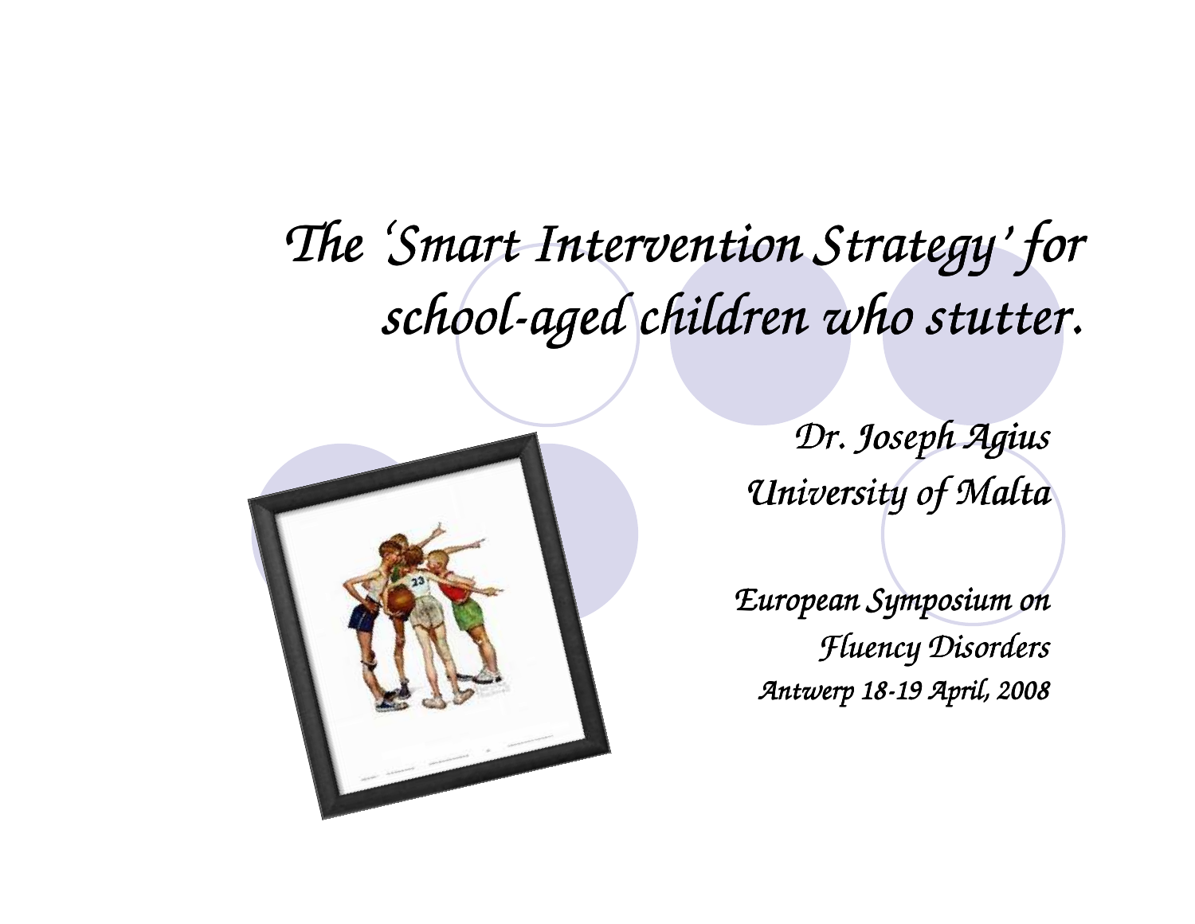# *The 'Smart Intervention Strategy' for school-aged children who stutter.*

*Dr. Joseph Agius*

*University of Malta*

*European Symposium on Fluency Disorders*

*Antwerp 18-19 April, 2008*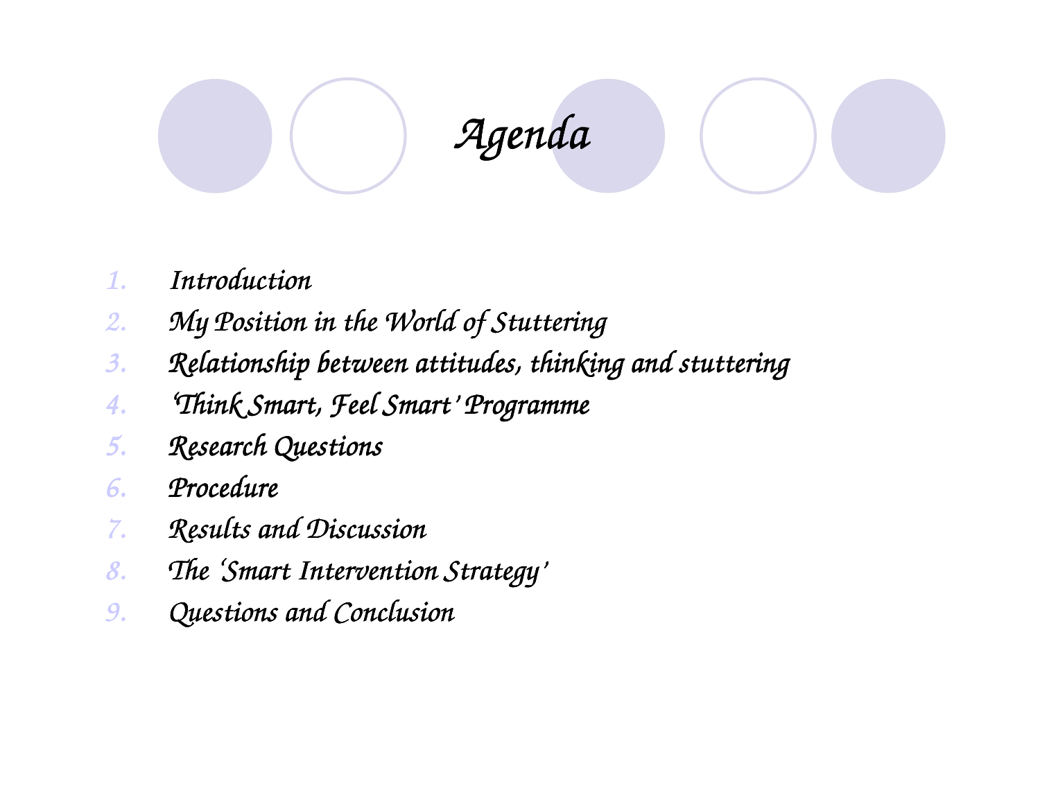# Agenda

1. Introduction
2. My Position in the World of Stuttering
3. Relationship between attitudes, thinking and stuttering
4. 'Think Smart, Feel Smart' Programme
5. Research Questions
6. Procedure
7. Results and Discussion
8. The 'Smart Intervention Strategy'
9. Questions and Conclusion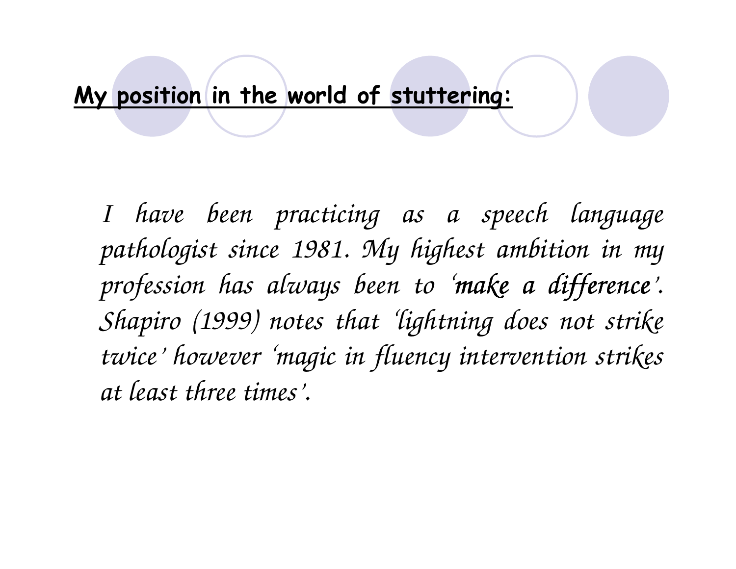## My position in the world of stuttering:

*I have been practicing as a speech language pathologist since 1981. My highest ambition in my profession has always been to 'make a difference'. Shapiro (1999) notes that 'lightning does not strike twice' however 'magic in fluency intervention strikes at least three times'.*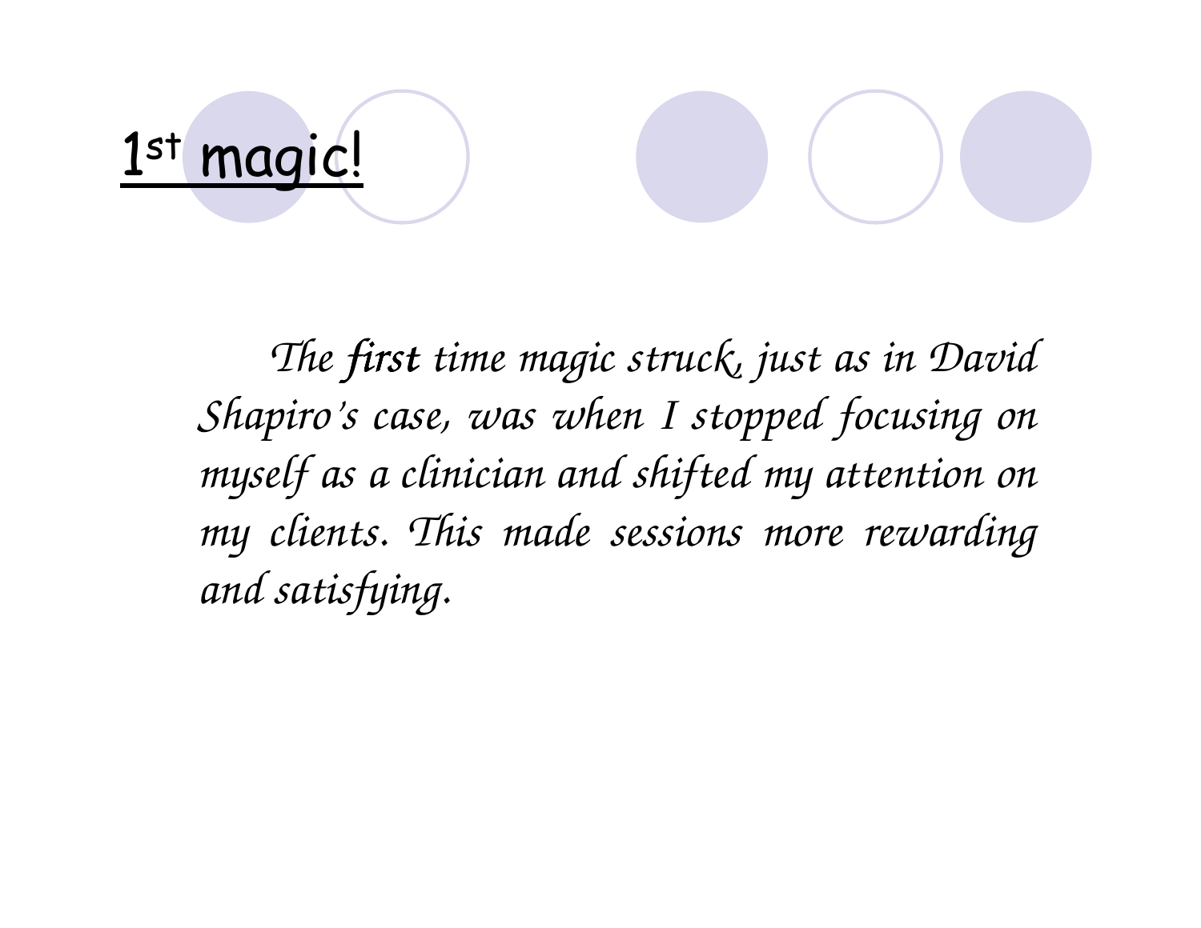# 1st magic!

*The **first** time magic struck, just as in David Shapiro's case, was when I stopped focusing on myself as a clinician and shifted my attention on my clients. This made sessions more rewarding and satisfying.*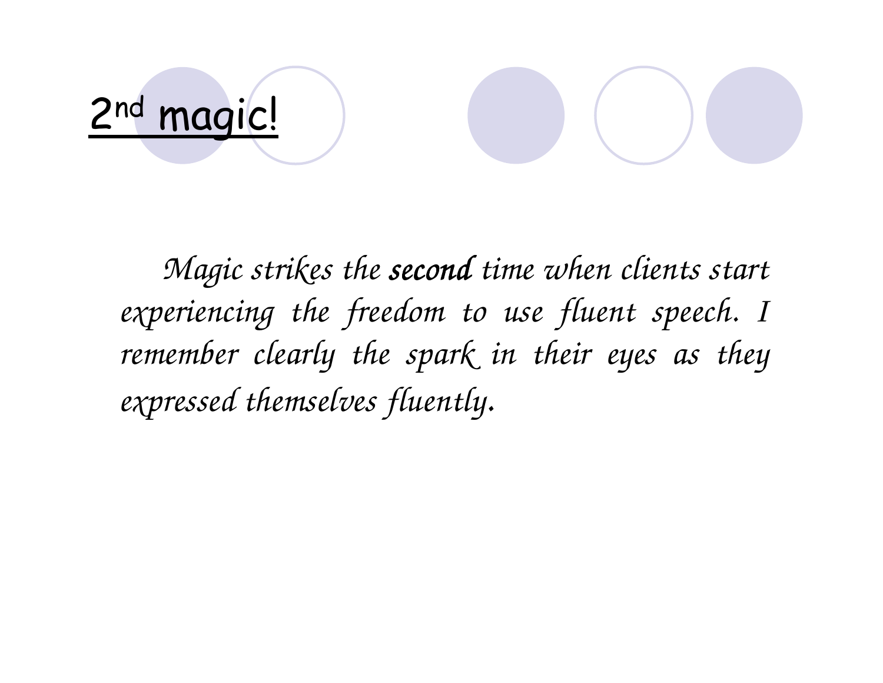# 2nd magic!

*Magic strikes the* ***second*** *time when clients start experiencing the freedom to use fluent speech. I remember clearly the spark in their eyes as they expressed themselves fluently.*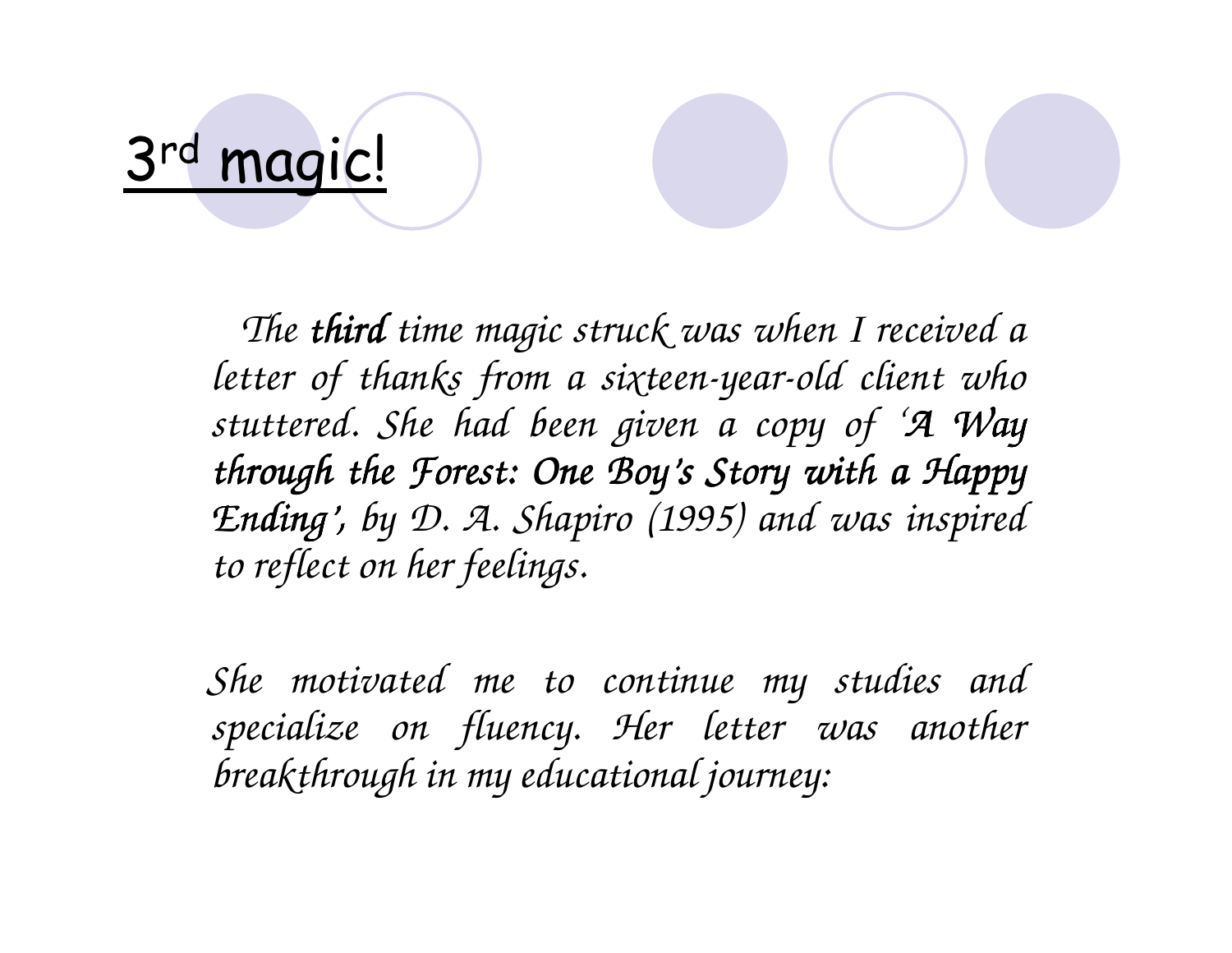# 3rd magic!

*The **third** time magic struck was when I received a letter of thanks from a sixteen-year-old client who stuttered. She had been given a copy of '**A Way through the Forest: One Boy's Story with a Happy Ending**', by D. A. Shapiro (1995) and was inspired to reflect on her feelings.*

*She motivated me to continue my studies and specialize on fluency. Her letter was another breakthrough in my educational journey:*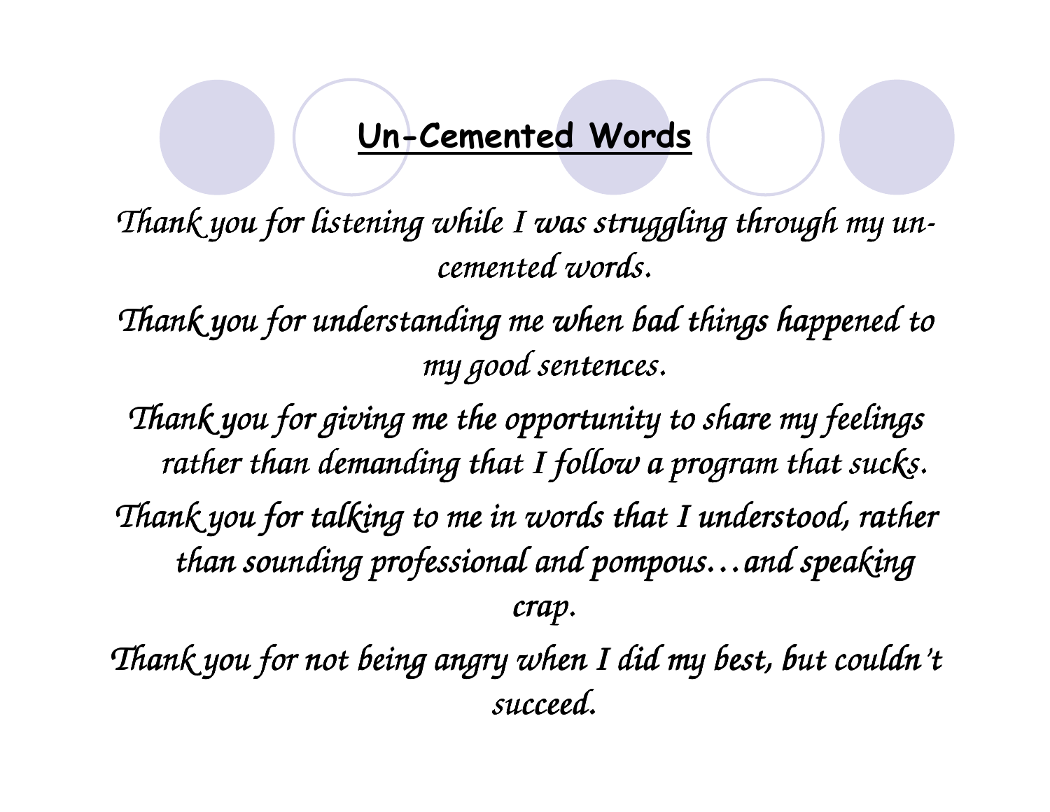## Un-Cemented Words

*Thank you for listening while I was struggling through my un-cemented words.*

*Thank you for understanding me when bad things happened to my good sentences.*

*Thank you for giving me the opportunity to share my feelings rather than demanding that I follow a program that sucks.*

*Thank you for talking to me in words that I understood, rather than sounding professional and pompous…and speaking crap.*

*Thank you for not being angry when I did my best, but couldn't succeed.*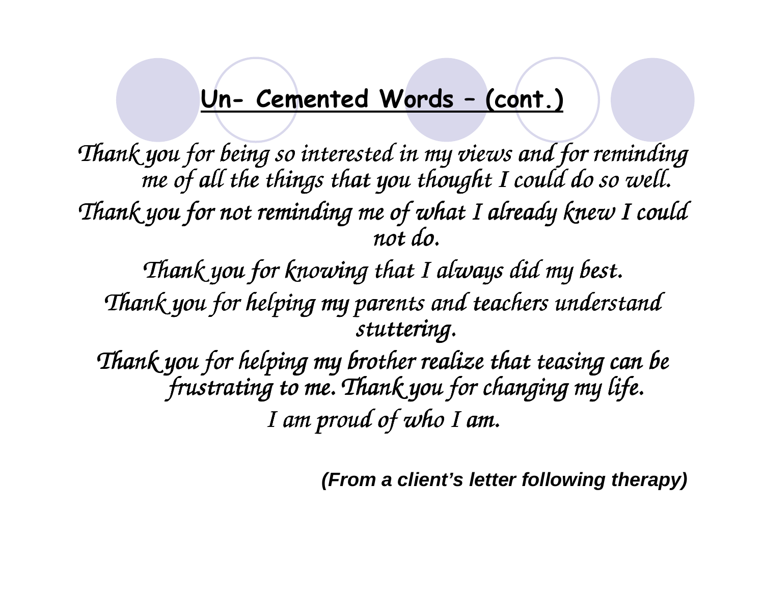## Un- Cemented Words – (cont.)

*Thank you for being so interested in my views and for reminding me of all the things that you thought I could do so well.*

*Thank you for not reminding me of what I already knew I could not do.*

*Thank you for knowing that I always did my best.*

*Thank you for helping my parents and teachers understand stuttering.*

*Thank you for helping my brother realize that teasing can be frustrating to me. Thank you for changing my life.*

*I am proud of who I am.*

***(From a client's letter following therapy)***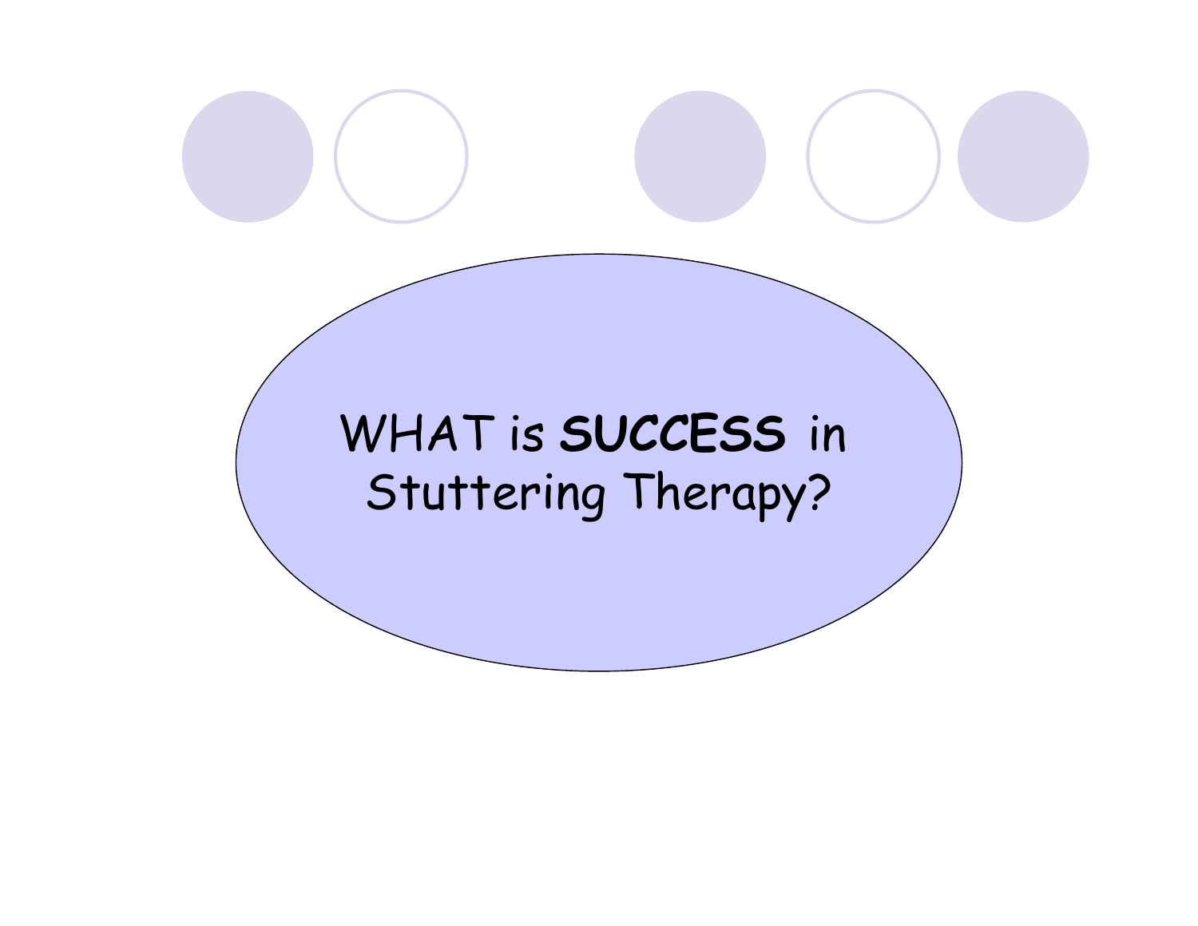# WHAT is **SUCCESS** in Stuttering Therapy?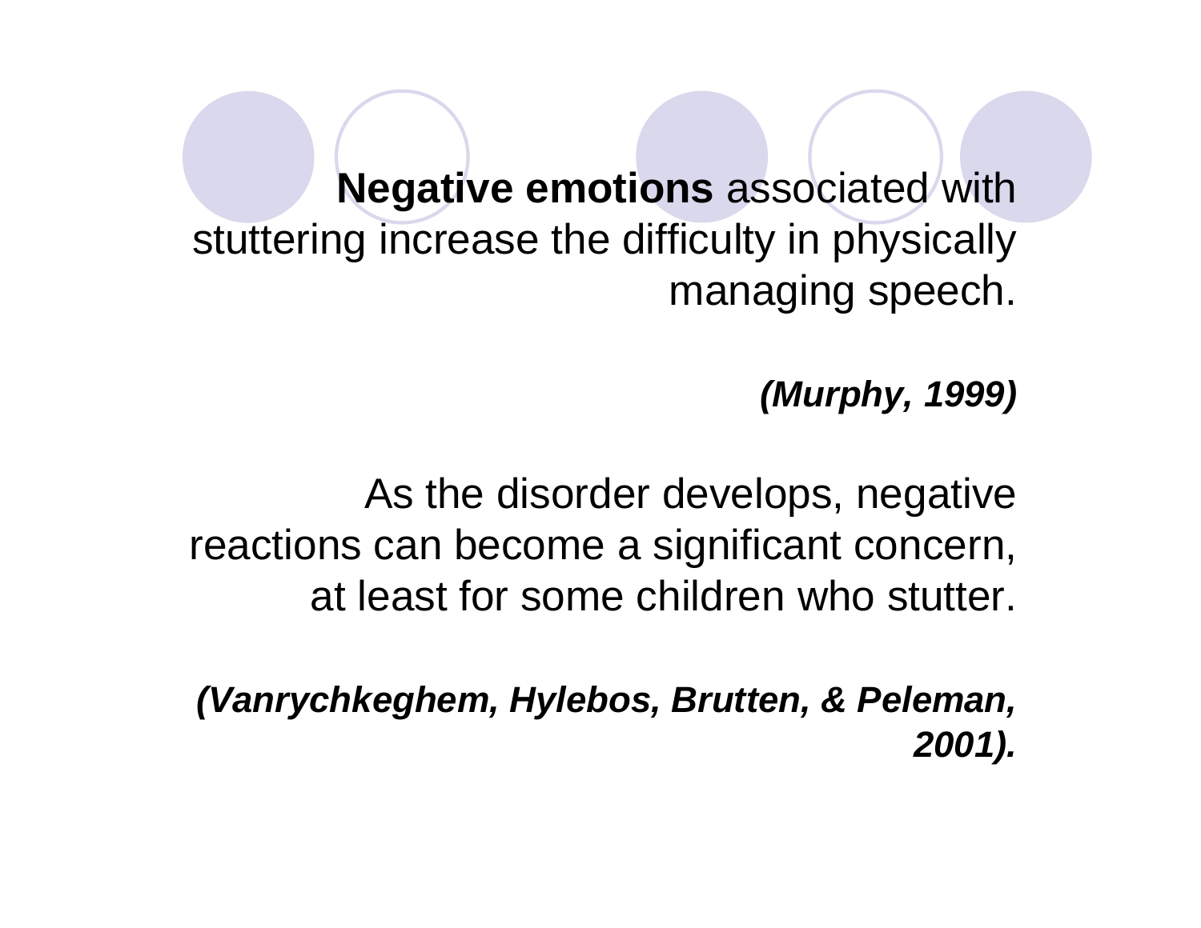**Negative emotions** associated with stuttering increase the difficulty in physically managing speech.

***(Murphy, 1999)***

As the disorder develops, negative reactions can become a significant concern, at least for some children who stutter.

***(Vanrychkeghem, Hylebos, Brutten, & Peleman, 2001).***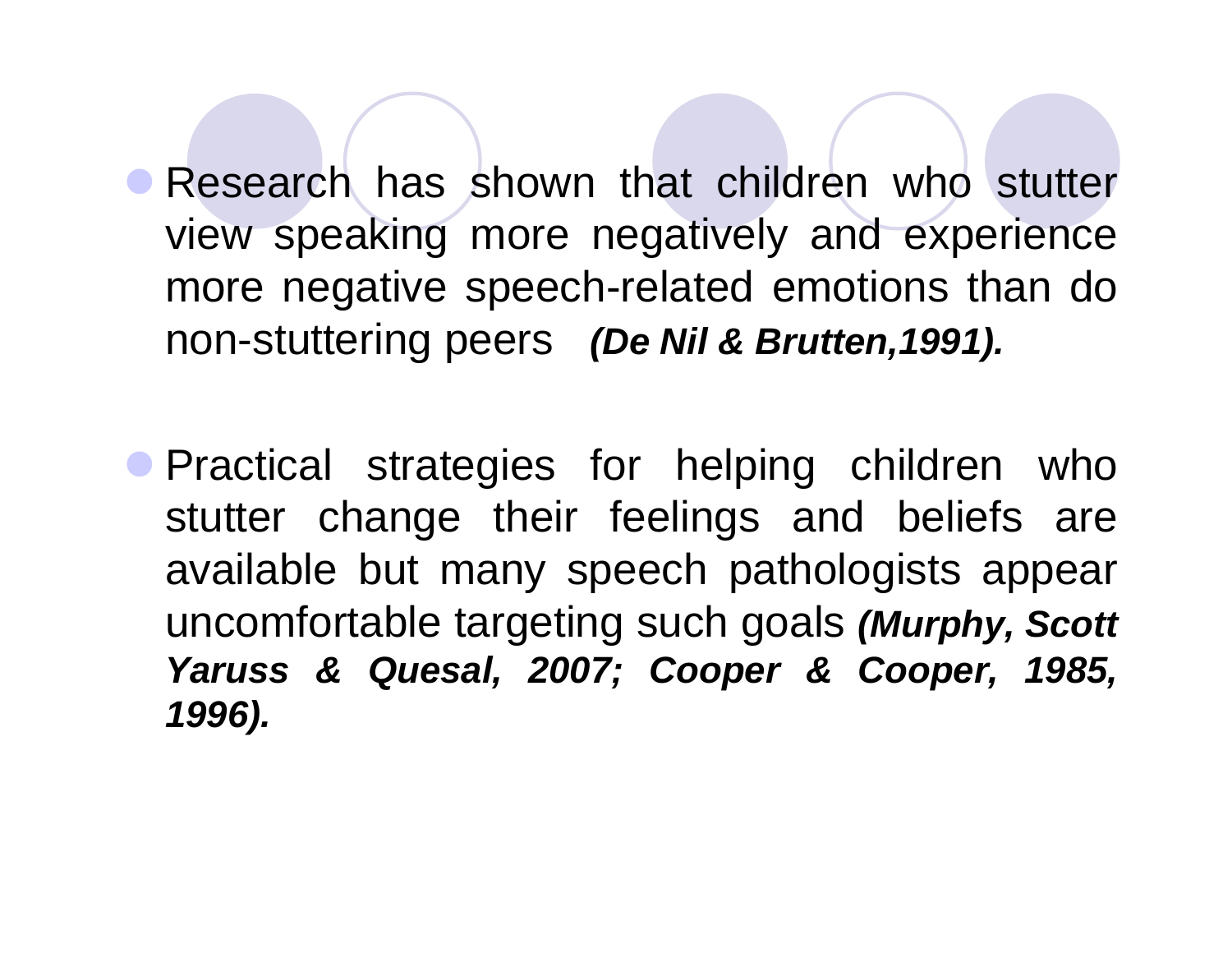- Research has shown that children who stutter view speaking more negatively and experience more negative speech-related emotions than do non-stuttering peers ***(De Nil & Brutten,1991).***

- Practical strategies for helping children who stutter change their feelings and beliefs are available but many speech pathologists appear uncomfortable targeting such goals ***(Murphy, Scott Yaruss & Quesal, 2007; Cooper & Cooper, 1985, 1996).***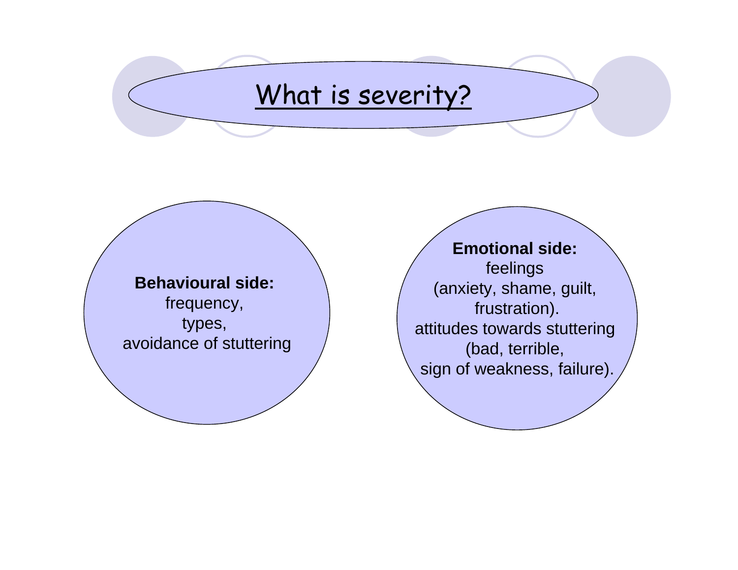# What is severity?

**Behavioural side:**
frequency,
types,
avoidance of stuttering

**Emotional side:**
feelings
(anxiety, shame, guilt,
frustration).
attitudes towards stuttering
(bad, terrible,
sign of weakness, failure).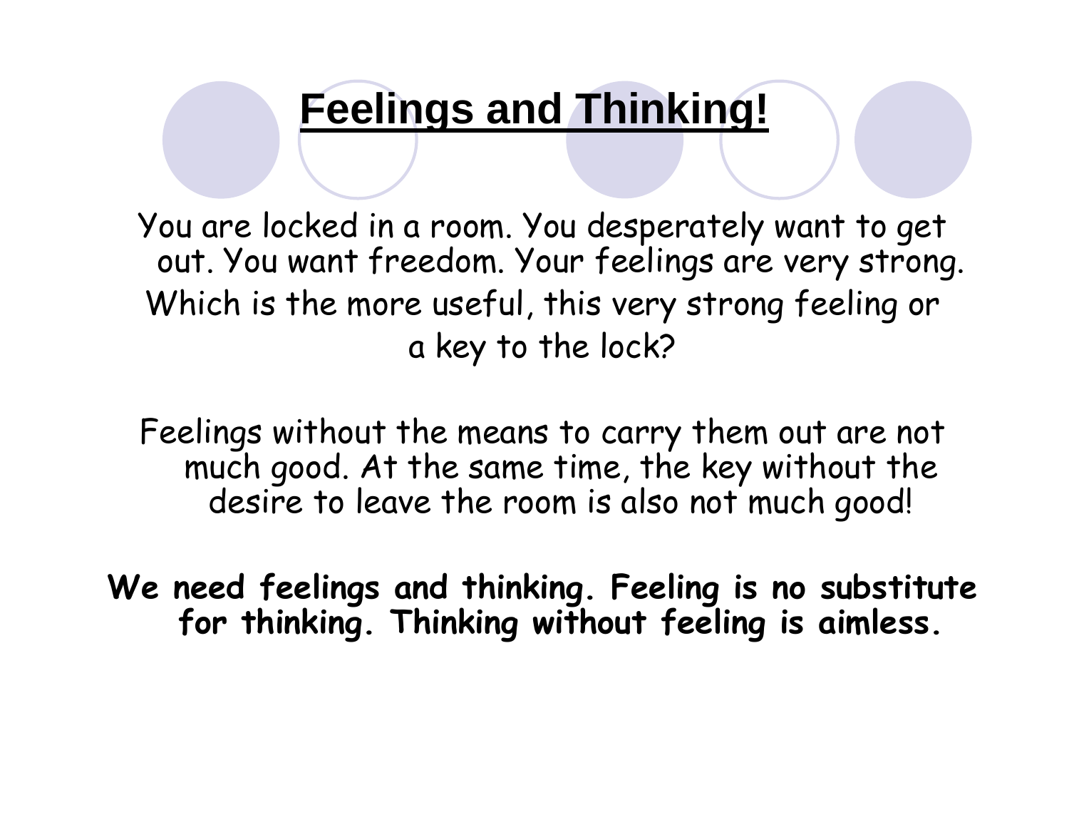# Feelings and Thinking!

You are locked in a room. You desperately want to get out. You want freedom. Your feelings are very strong.

Which is the more useful, this very strong feeling or a key to the lock?

Feelings without the means to carry them out are not much good. At the same time, the key without the desire to leave the room is also not much good!

**We need feelings and thinking. Feeling is no substitute for thinking. Thinking without feeling is aimless.**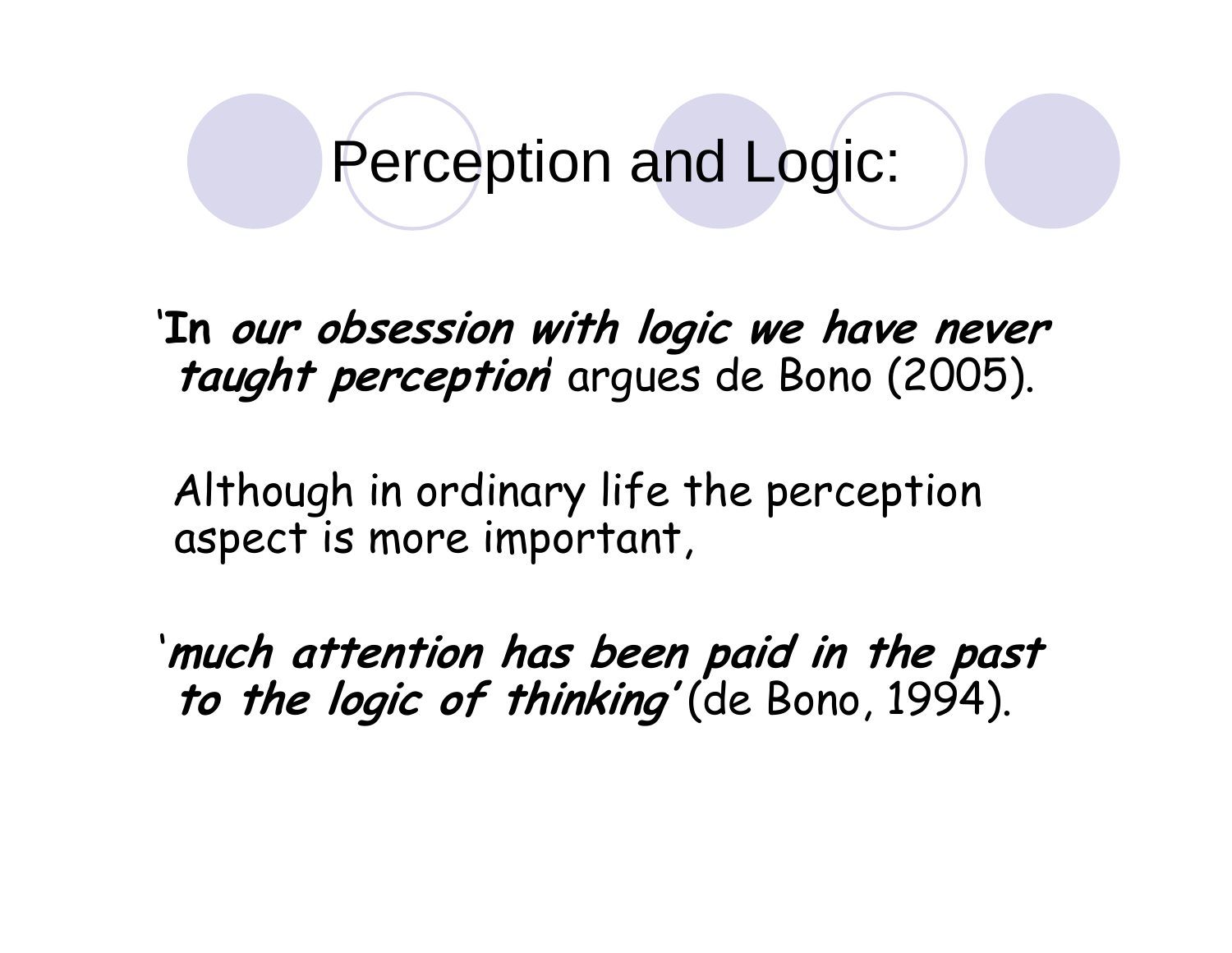# Perception and Logic:

'**In *our obsession with logic we have never taught perception*'** argues de Bono (2005).

Although in ordinary life the perception aspect is more important,

'***much attention has been paid in the past to the logic of thinking*'** (de Bono, 1994).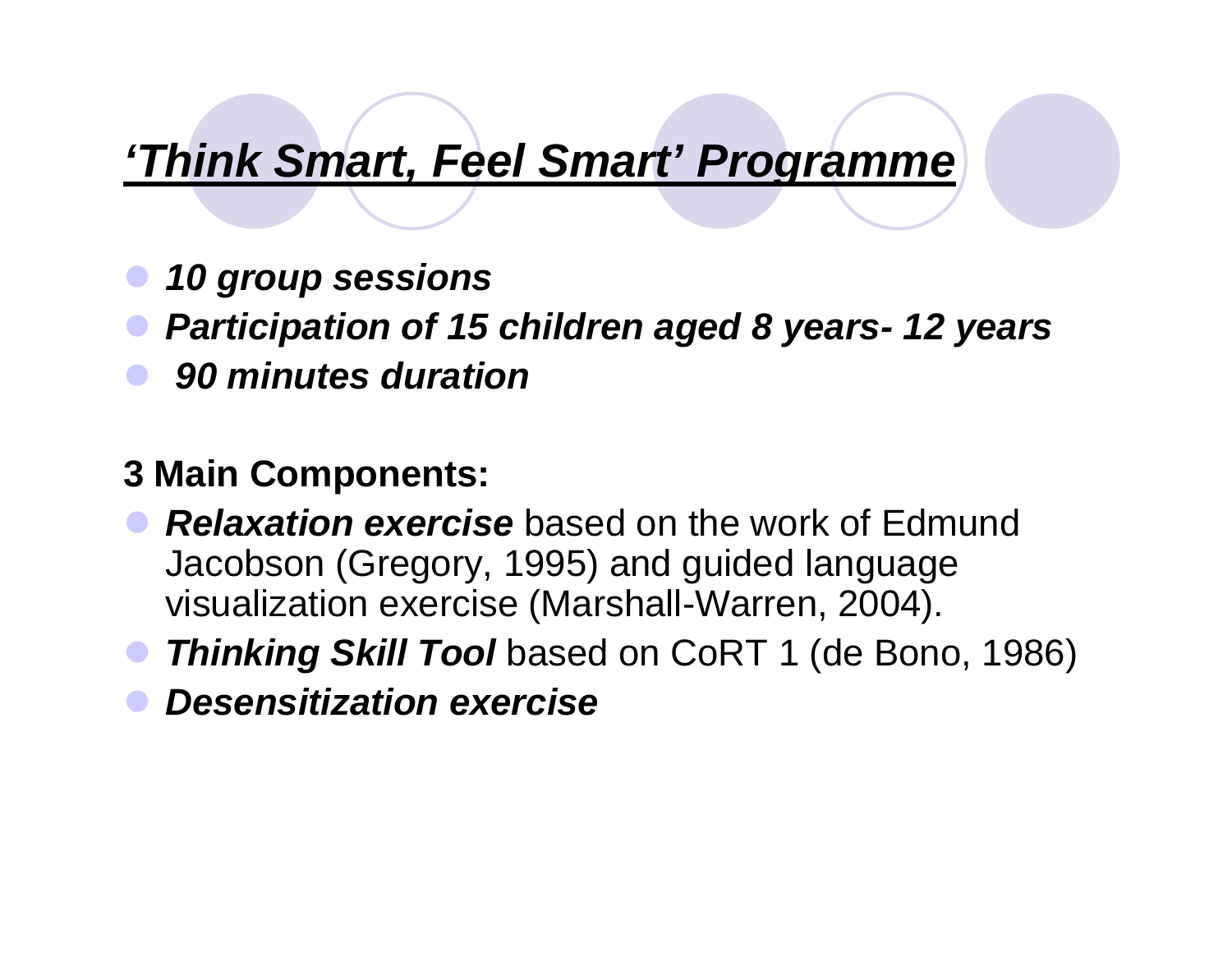# ***'Think Smart, Feel Smart' Programme***

- ***10 group sessions***
- ***Participation of 15 children aged 8 years- 12 years***
- ***90 minutes duration***

**3 Main Components:**

- ***Relaxation exercise*** based on the work of Edmund Jacobson (Gregory, 1995) and guided language visualization exercise (Marshall-Warren, 2004).
- ***Thinking Skill Tool*** based on CoRT 1 (de Bono, 1986)
- ***Desensitization exercise***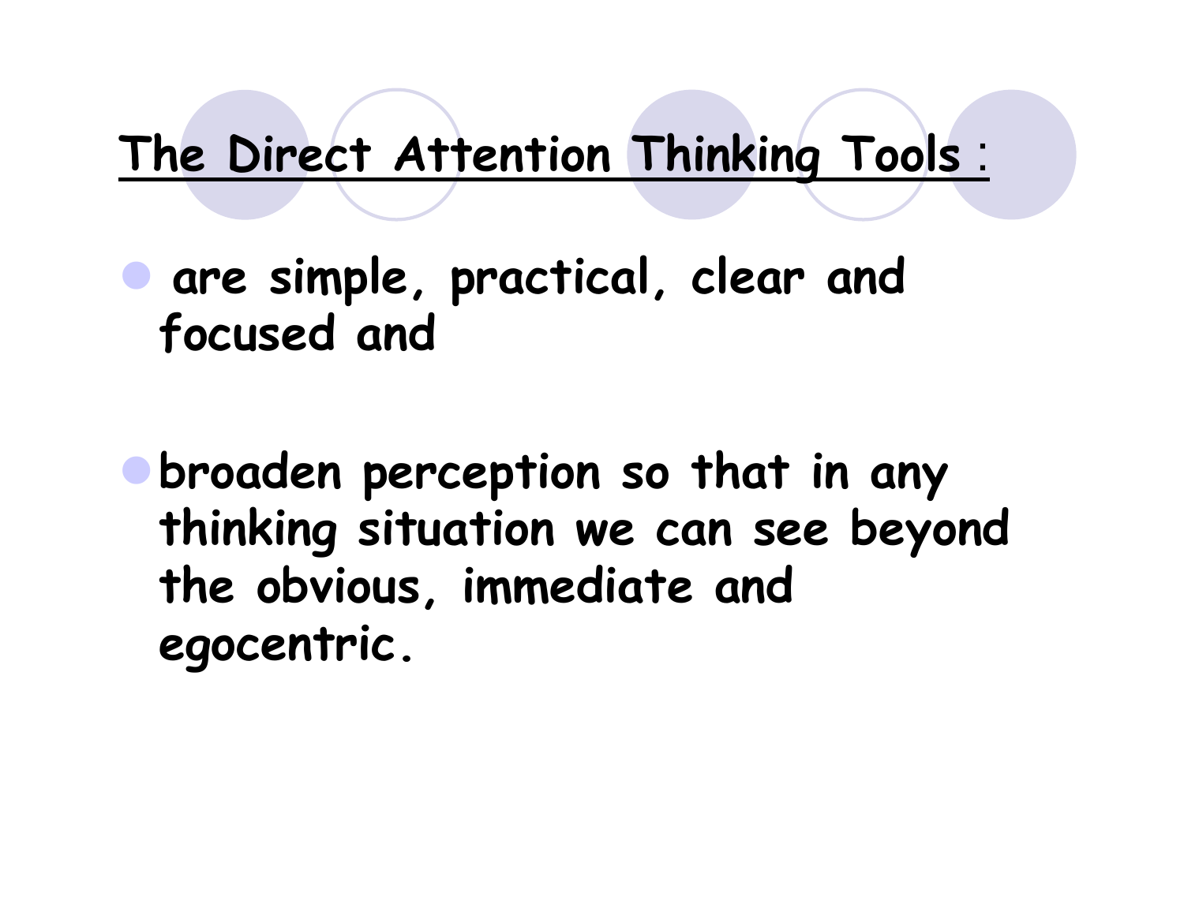## The Direct Attention Thinking Tools :

- are simple, practical, clear and focused and

- broaden perception so that in any thinking situation we can see beyond the obvious, immediate and egocentric.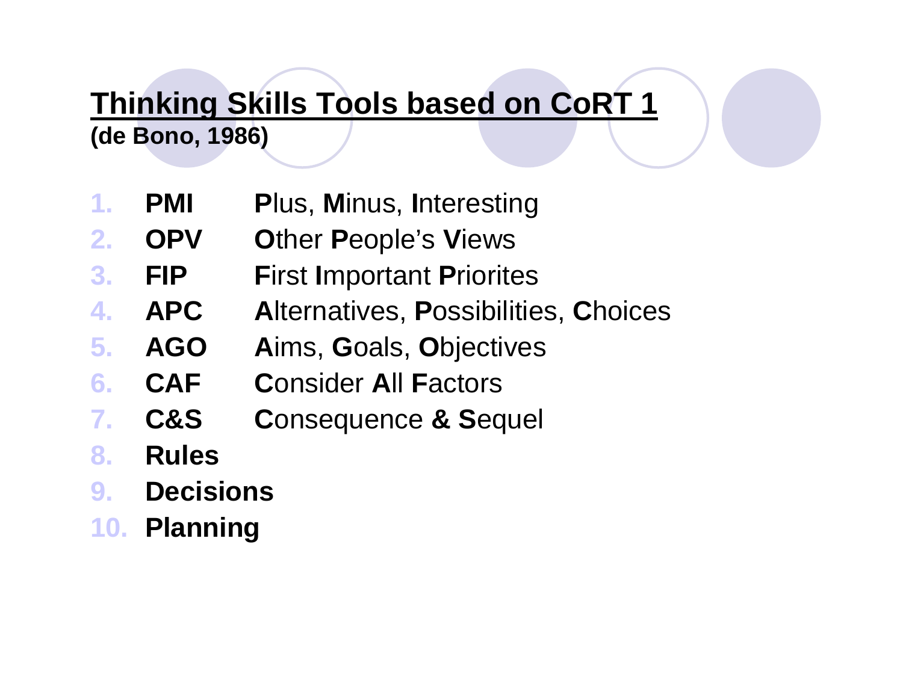# Thinking Skills Tools based on CoRT 1

**(de Bono, 1986)**

1. **PMI** **P**lus, **M**inus, **I**nteresting
2. **OPV** **O**ther **P**eople's **V**iews
3. **FIP** **F**irst **I**mportant **P**riorites
4. **APC** **A**lternatives, **P**ossibilities, **C**hoices
5. **AGO** **A**ims, **G**oals, **O**bjectives
6. **CAF** **C**onsider **A**ll **F**actors
7. **C&S** **C**onsequence **&** **S**equel
8. **Rules**
9. **Decisions**
10. **Planning**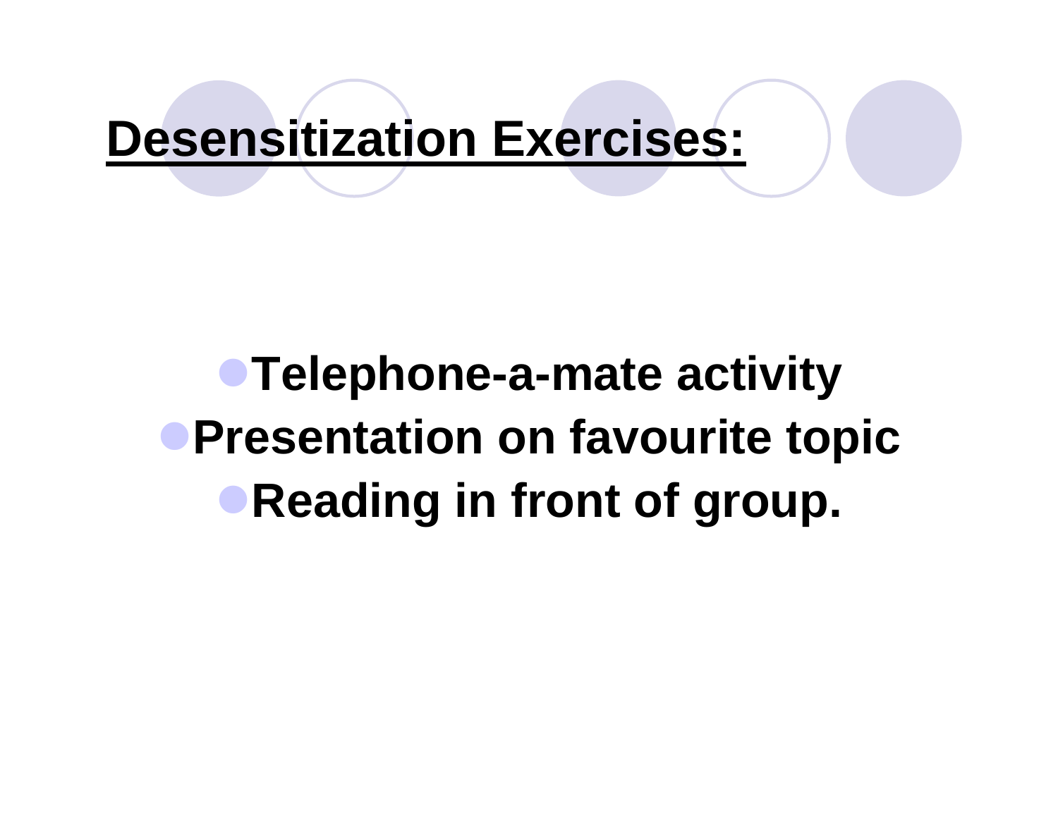## **Desensitization Exercises:**

- **Telephone-a-mate activity**
- **Presentation on favourite topic**
- **Reading in front of group.**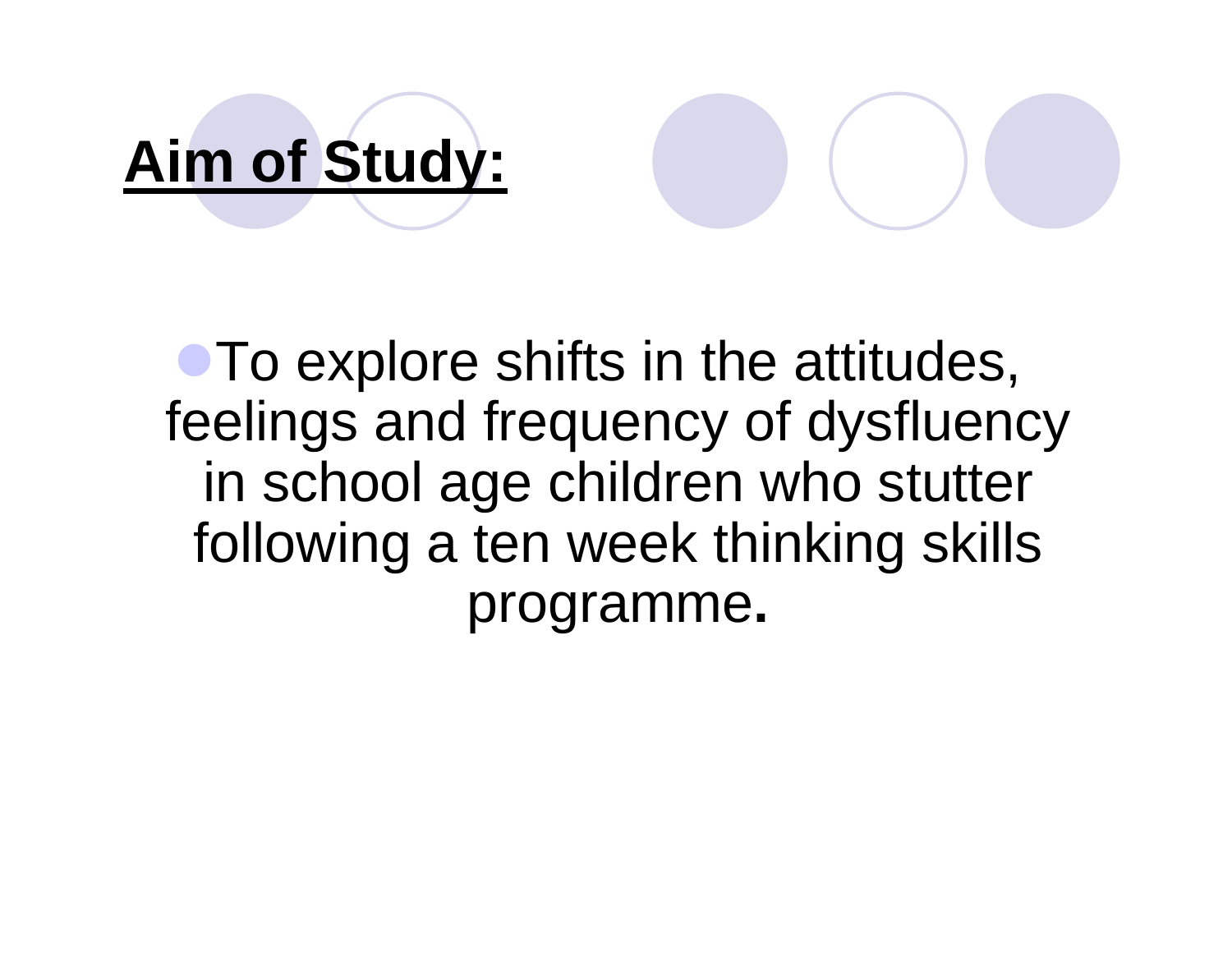## Aim of Study:

- To explore shifts in the attitudes, feelings and frequency of dysfluency in school age children who stutter following a ten week thinking skills programme.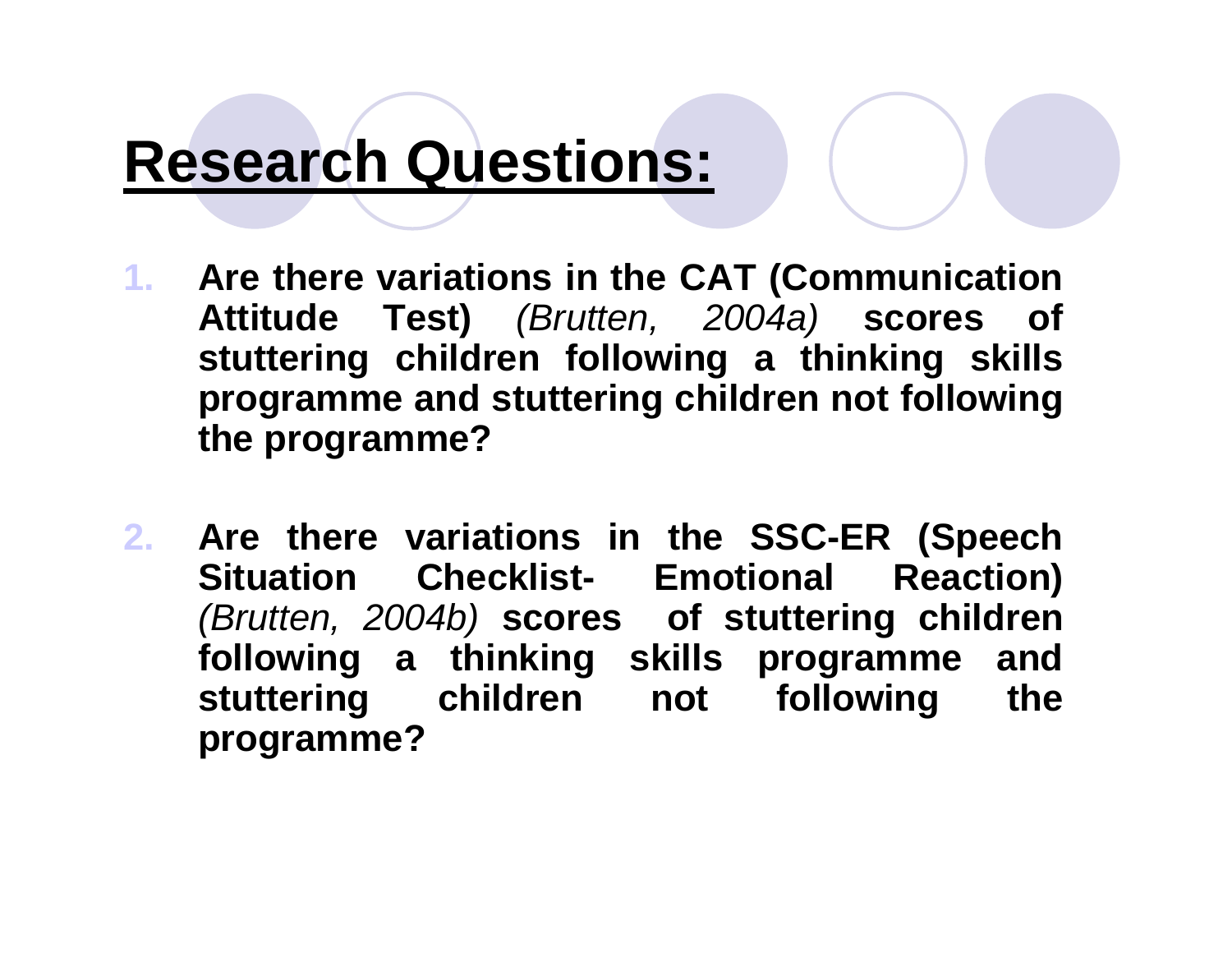# Research Questions:

1. **Are there variations in the CAT (Communication Attitude Test)** *(Brutten, 2004a)* **scores of stuttering children following a thinking skills programme and stuttering children not following the programme?**

2. **Are there variations in the SSC-ER (Speech Situation Checklist- Emotional Reaction)** *(Brutten, 2004b)* **scores of stuttering children following a thinking skills programme and stuttering children not following the programme?**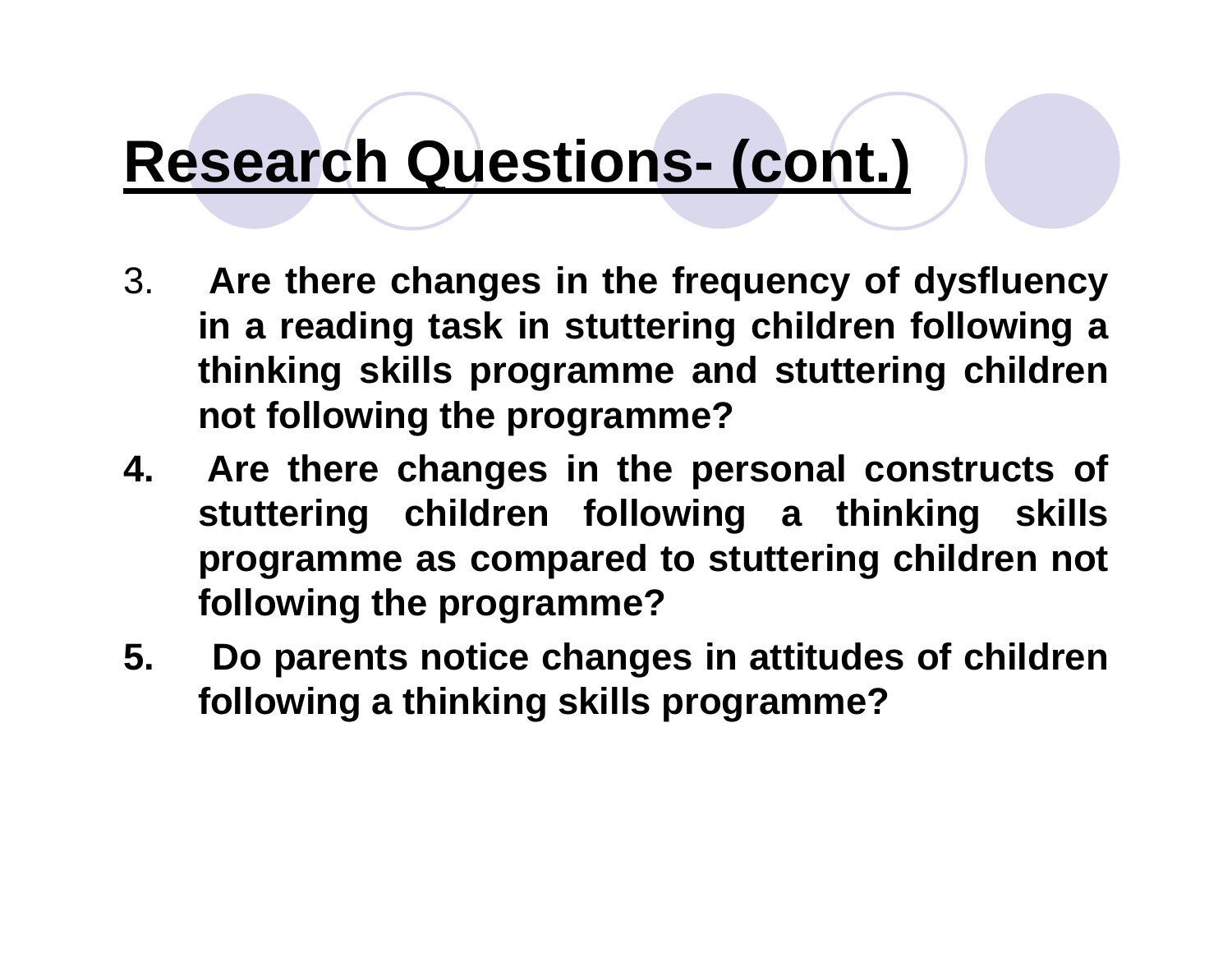# Research Questions- (cont.)

3. **Are there changes in the frequency of dysfluency in a reading task in stuttering children following a thinking skills programme and stuttering children not following the programme?**
4. **Are there changes in the personal constructs of stuttering children following a thinking skills programme as compared to stuttering children not following the programme?**
5. **Do parents notice changes in attitudes of children following a thinking skills programme?**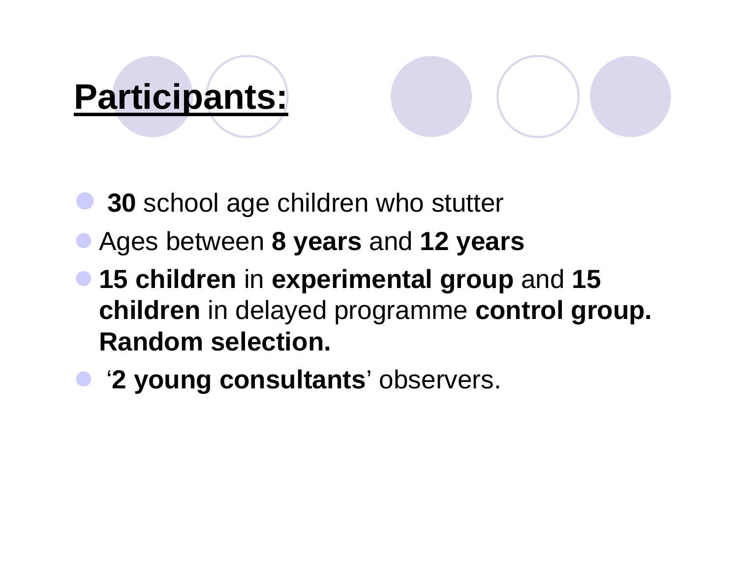# Participants:

- **30** school age children who stutter
- Ages between **8 years** and **12 years**
- **15 children** in **experimental group** and **15 children** in delayed programme **control group. Random selection.**
- '**2 young consultants**' observers.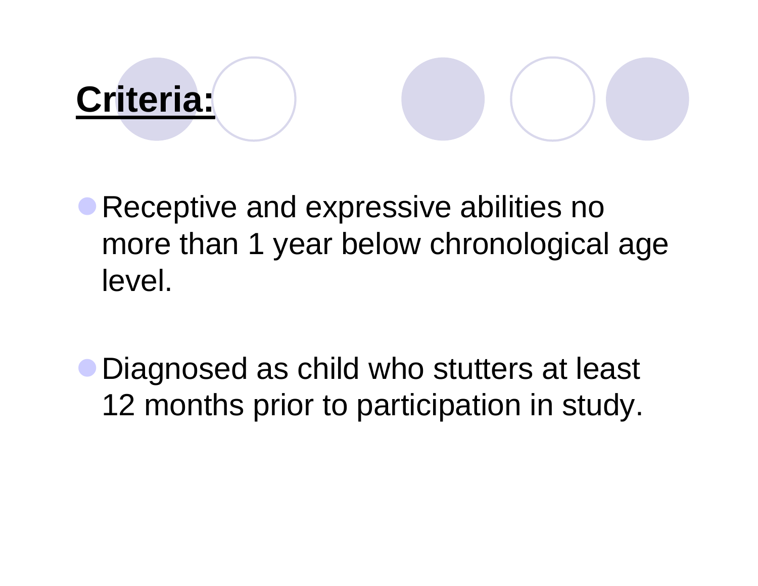# **Criteria:**

- Receptive and expressive abilities no more than 1 year below chronological age level.

- Diagnosed as child who stutters at least 12 months prior to participation in study.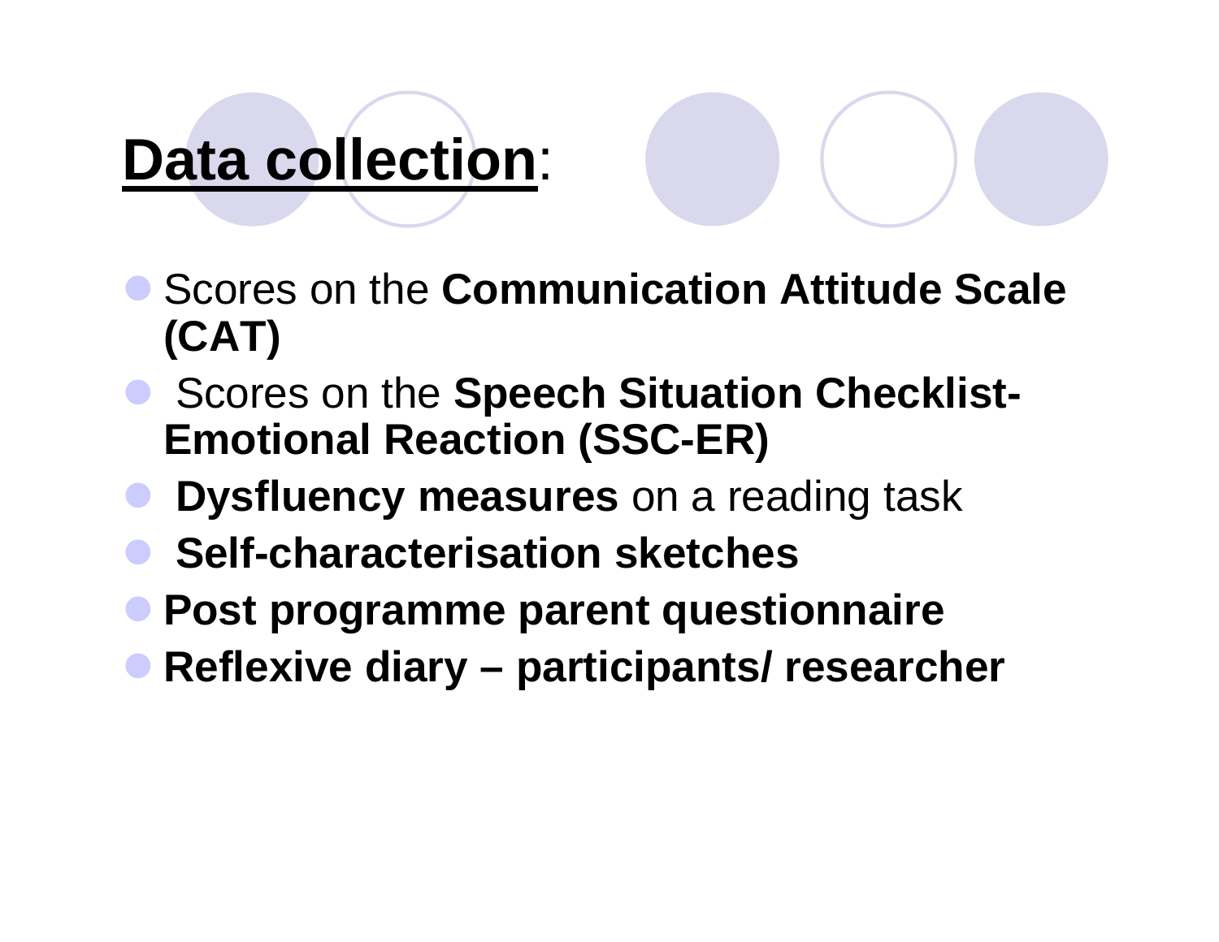# **Data collection**:

- Scores on the **Communication Attitude Scale (CAT)**
- Scores on the **Speech Situation Checklist-Emotional Reaction (SSC-ER)**
- **Dysfluency measures** on a reading task
- **Self-characterisation sketches**
- **Post programme parent questionnaire**
- **Reflexive diary – participants/ researcher**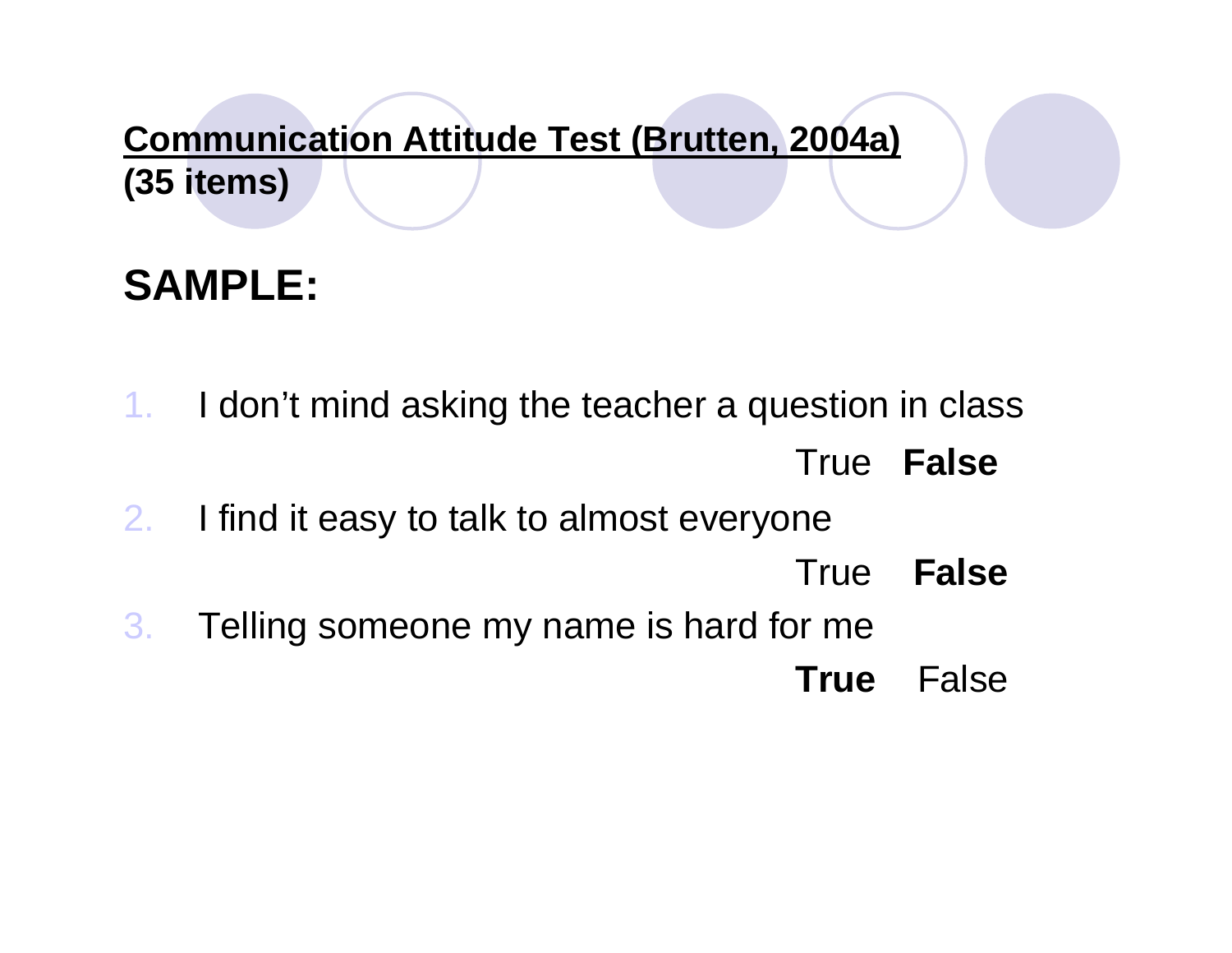**<u>Communication Attitude Test (Brutten, 2004a)</u>**
**(35 items)**

## SAMPLE:

1. I don't mind asking the teacher a question in class

   True **False**

2. I find it easy to talk to almost everyone

   True **False**

3. Telling someone my name is hard for me

   **True** False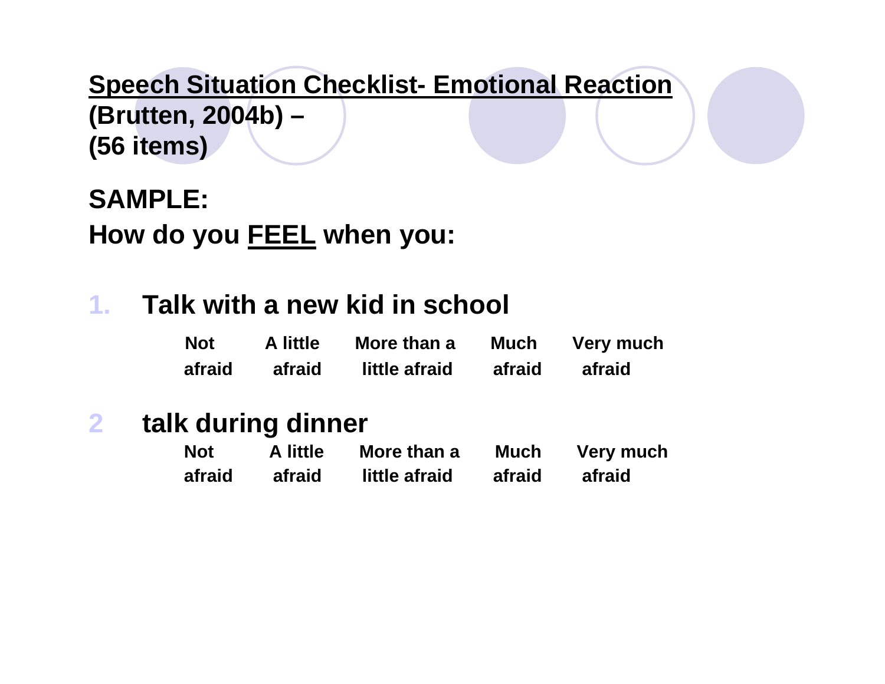## Speech Situation Checklist- Emotional Reaction (Brutten, 2004b) – (56 items)

**SAMPLE:**

**How do you FEEL when you:**

1. **Talk with a new kid in school**

| Not afraid | A little afraid | More than a little afraid | Much afraid | Very much afraid |
|---|---|---|---|---|

2. **talk during dinner**

| Not afraid | A little afraid | More than a little afraid | Much afraid | Very much afraid |
|---|---|---|---|---|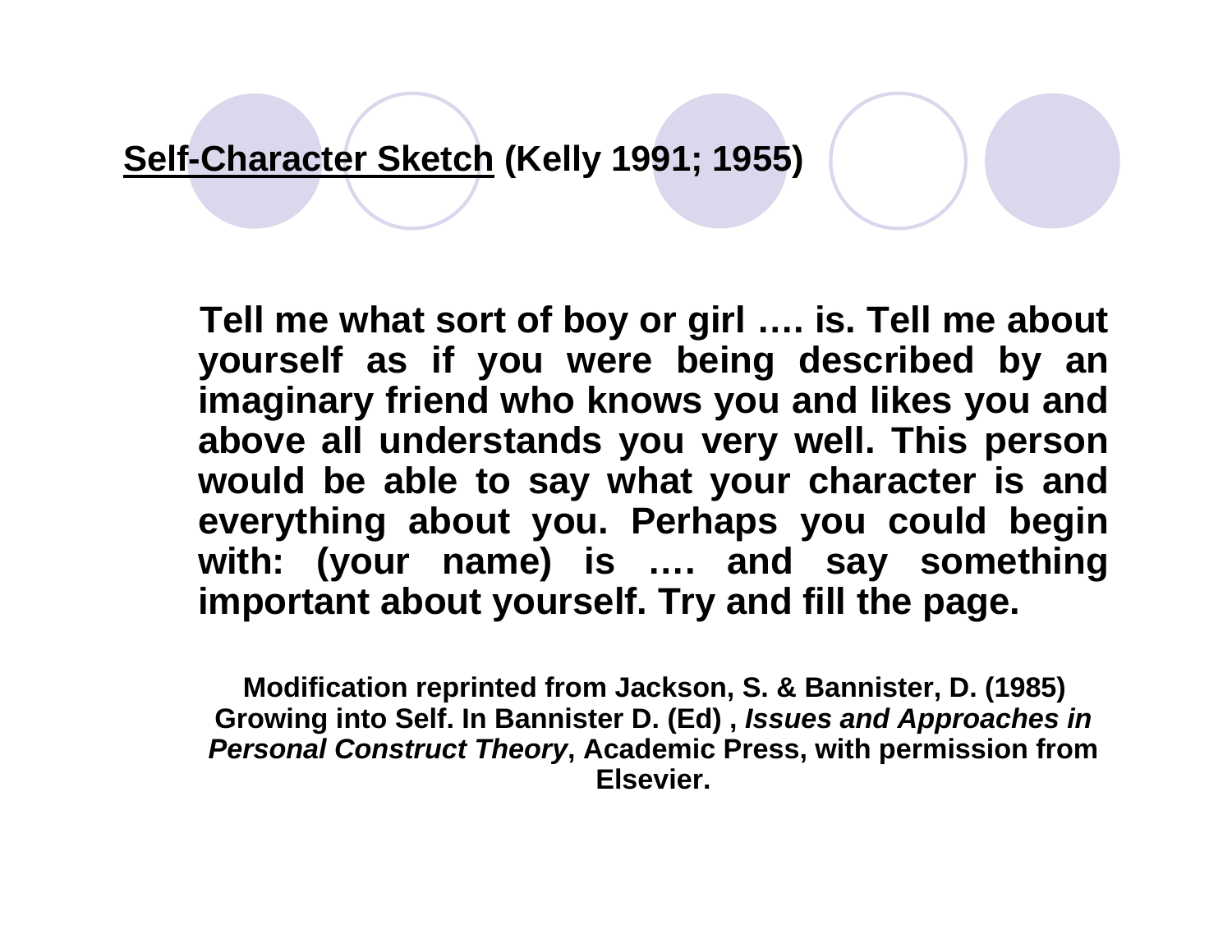## <u>Self-Character Sketch</u> (Kelly 1991; 1955)

**Tell me what sort of boy or girl …. is. Tell me about yourself as if you were being described by an imaginary friend who knows you and likes you and above all understands you very well. This person would be able to say what your character is and everything about you. Perhaps you could begin with: (your name) is …. and say something important about yourself. Try and fill the page.**

**Modification reprinted from Jackson, S. & Bannister, D. (1985) Growing into Self. In Bannister D. (Ed) , *Issues and Approaches in Personal Construct Theory*, Academic Press, with permission from Elsevier.**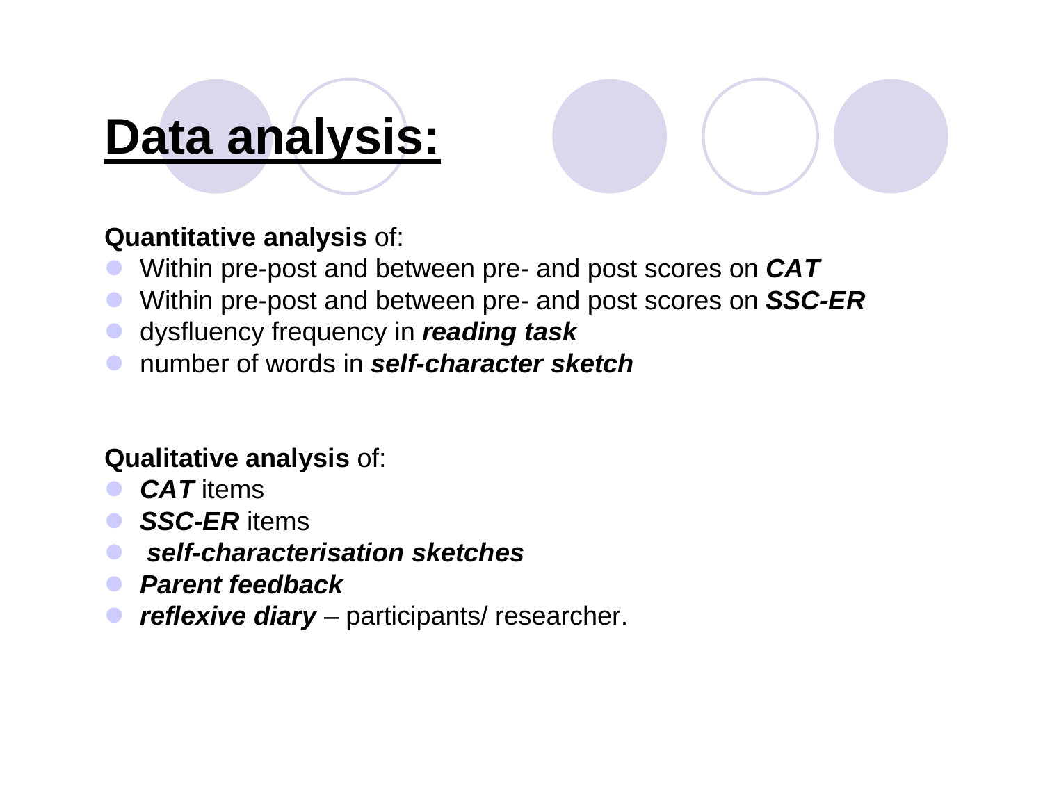# Data analysis:

**Quantitative analysis** of:

- Within pre-post and between pre- and post scores on ***CAT***
- Within pre-post and between pre- and post scores on ***SSC-ER***
- dysfluency frequency in ***reading task***
- number of words in ***self-character sketch***

**Qualitative analysis** of:

- ***CAT*** items
- ***SSC-ER*** items
- ***self-characterisation sketches***
- ***Parent feedback***
- ***reflexive diary*** – participants/ researcher.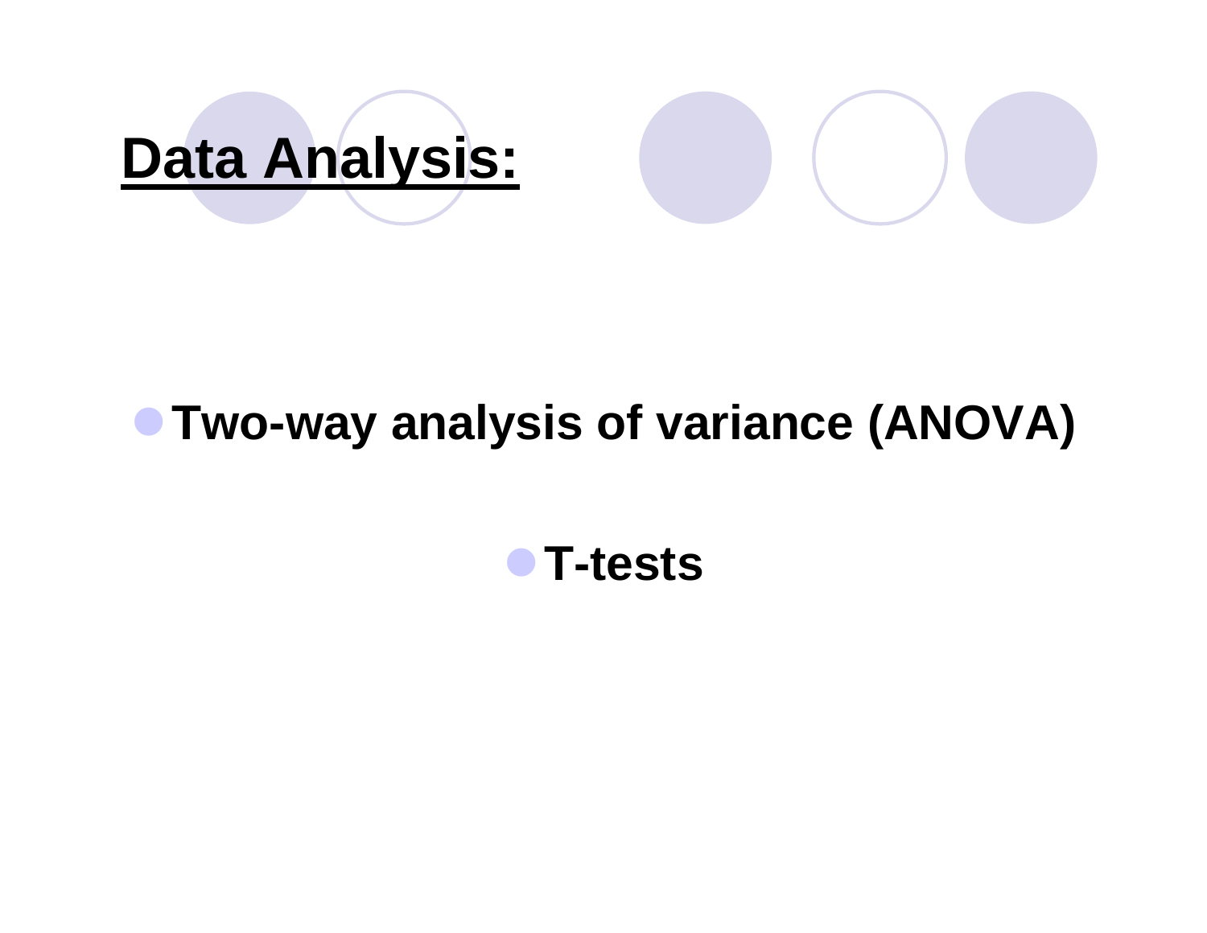# Data Analysis:

- **Two-way analysis of variance (ANOVA)**
- **T-tests**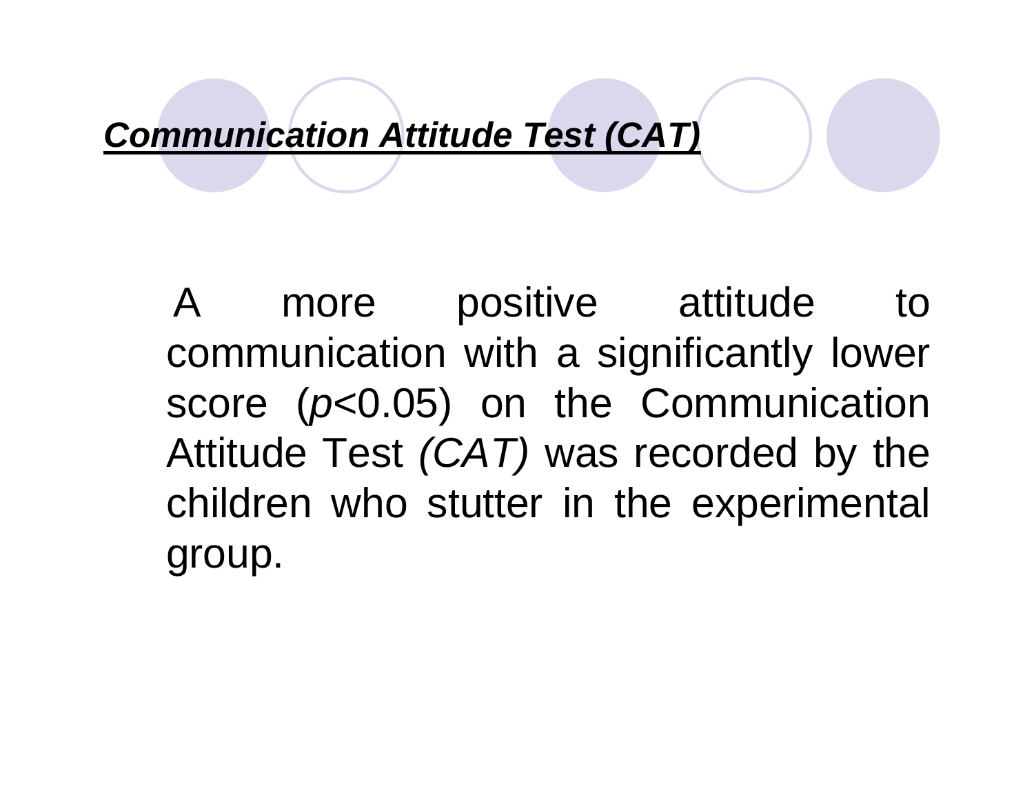## ***Communication Attitude Test (CAT)***

A more positive attitude to communication with a significantly lower score ($p<0.05$) on the Communication Attitude Test *(CAT)* was recorded by the children who stutter in the experimental group.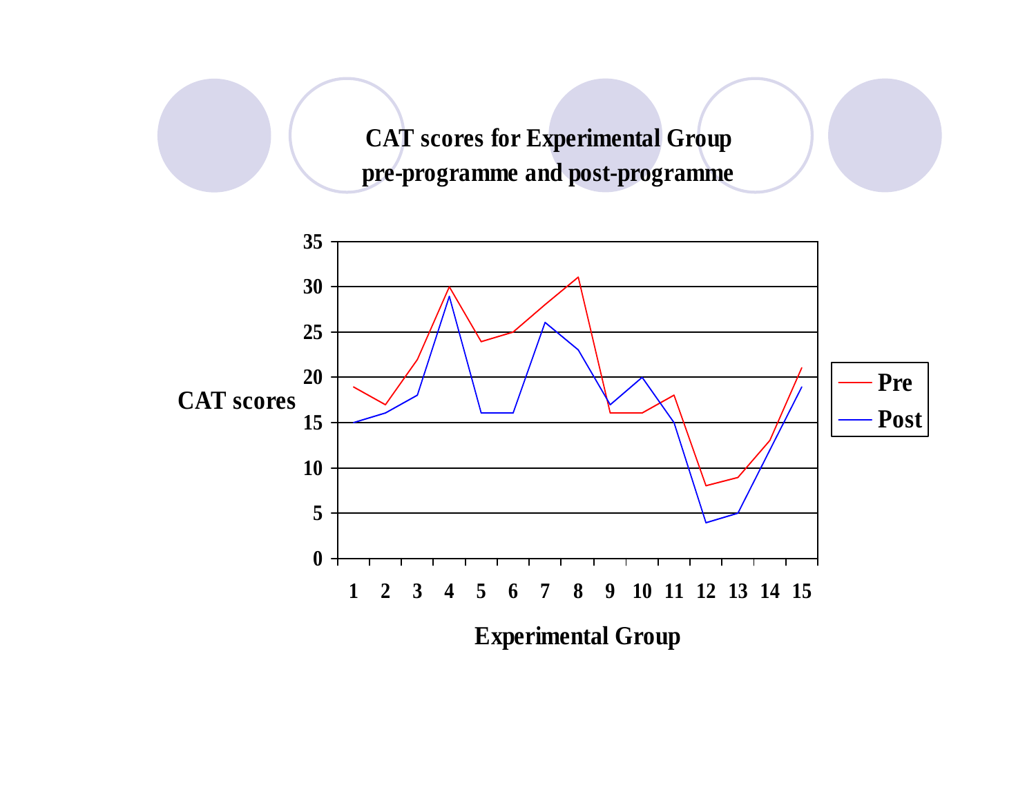## CAT scores for Experimental Group pre-programme and post-programme

| Experimental Group | Pre | Post |
|---|---|---|
| 1 | 19 | 15 |
| 2 | 17 | 16 |
| 3 | 22 | 18 |
| 4 | 30 | 29 |
| 5 | 24 | 16 |
| 6 | 25 | 16 |
| 7 | 28 | 26 |
| 8 | 31 | 23 |
| 9 | 16 | 17 |
| 10 | 16 | 20 |
| 11 | 18 | 15 |
| 12 | 8 | 4 |
| 13 | 9 | 5 |
| 14 | 13 | 12 |
| 15 | 21 | 19 |

CAT scores (y-axis: 0–35); Experimental Group (x-axis: 1–15); Legend: Pre, Post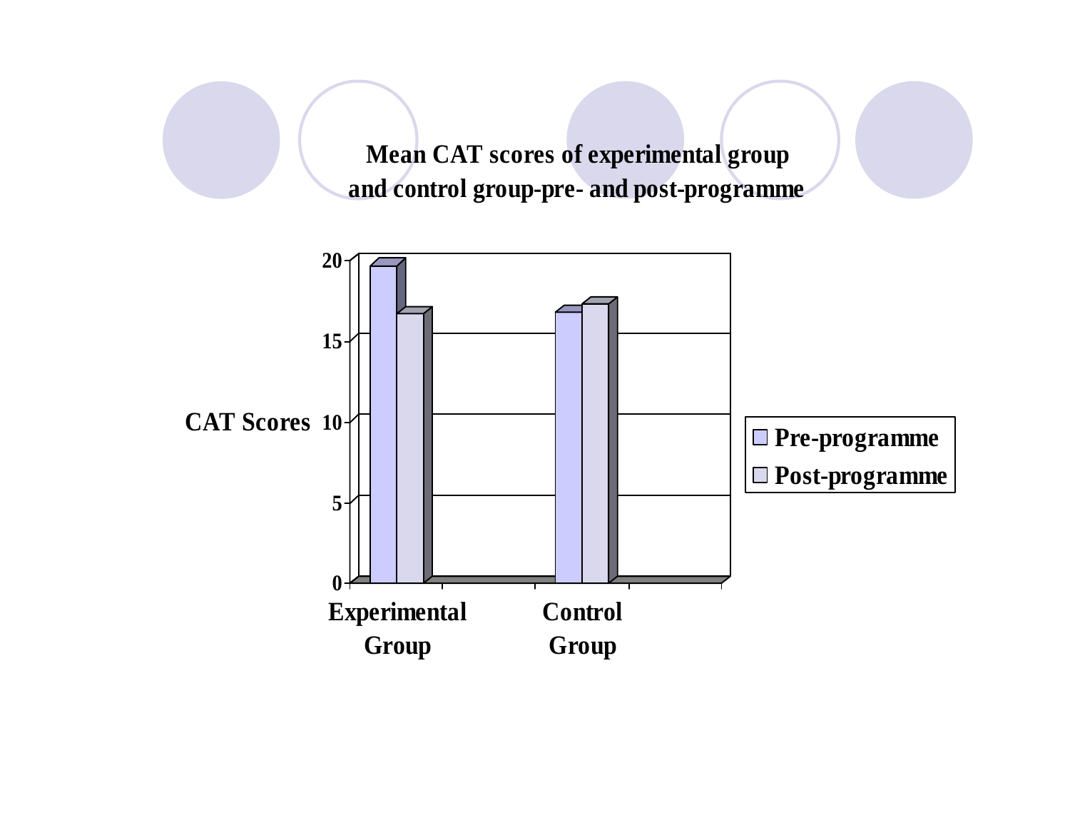## Mean CAT scores of experimental group and control group-pre- and post-programme

CAT Scores

20
15
10
5
0

Experimental Group

Control Group

Pre-programme

Post-programme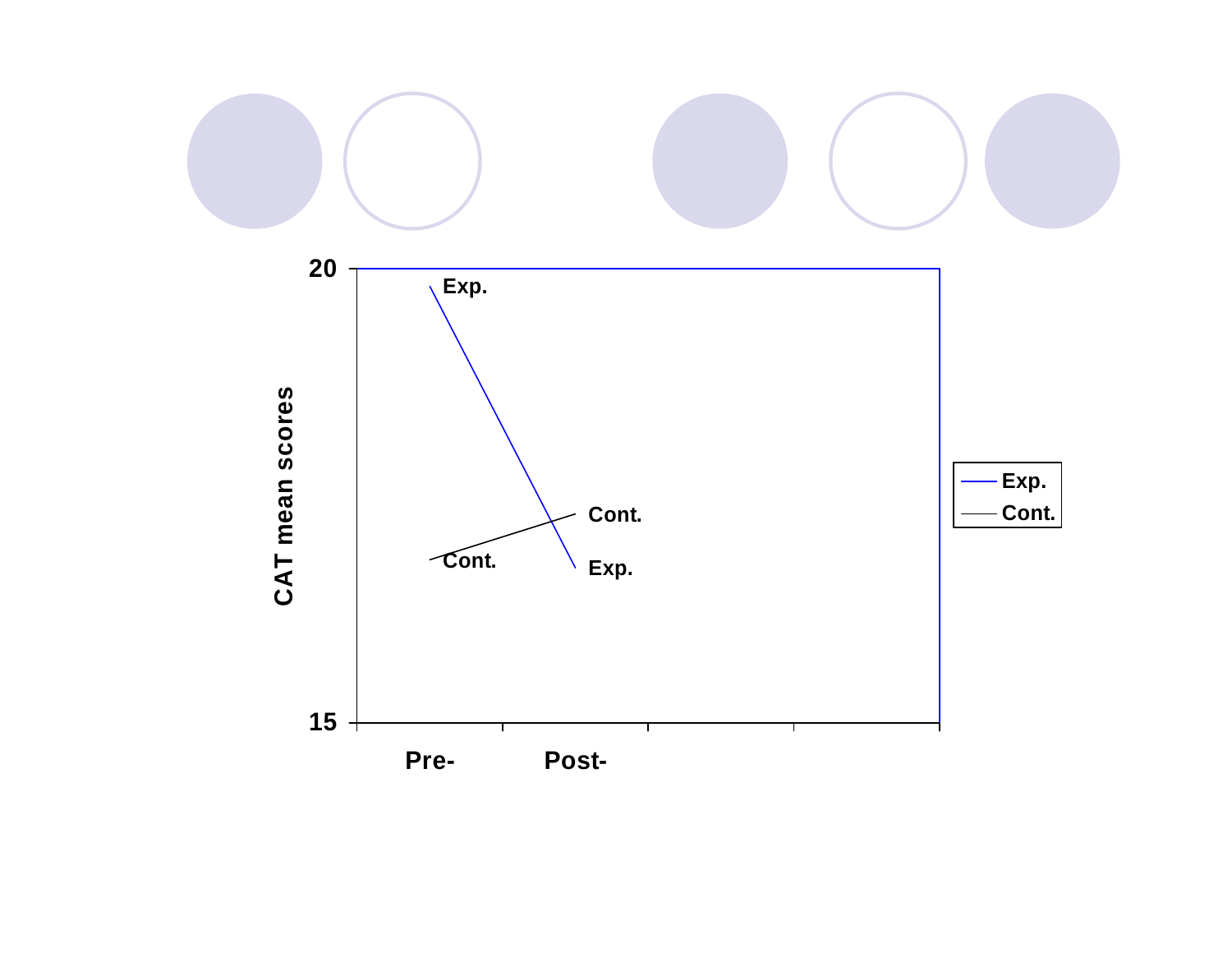CAT mean scores

20

Exp.

Cont.

Cont.

Exp.

15

Pre-    Post-

Exp.
Cont.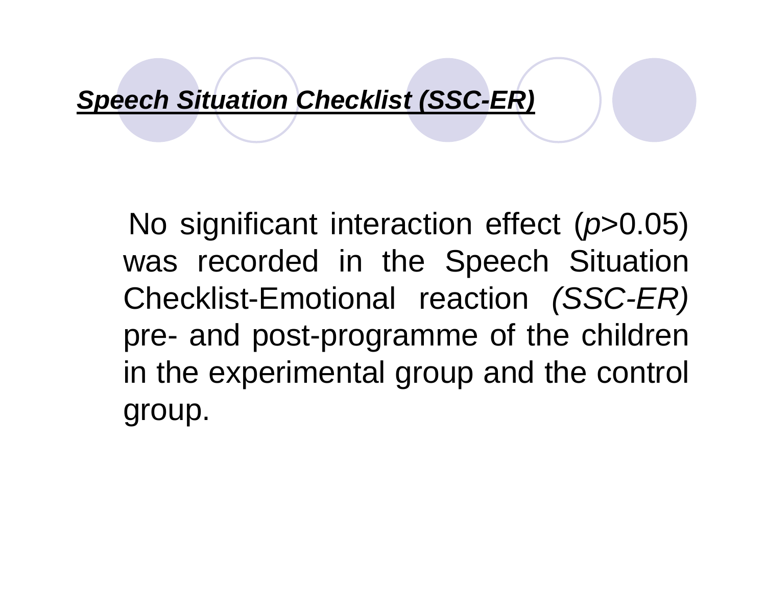## ***Speech Situation Checklist (SSC-ER)***

No significant interaction effect ($p$>0.05) was recorded in the Speech Situation Checklist-Emotional reaction *(SSC-ER)* pre- and post-programme of the children in the experimental group and the control group.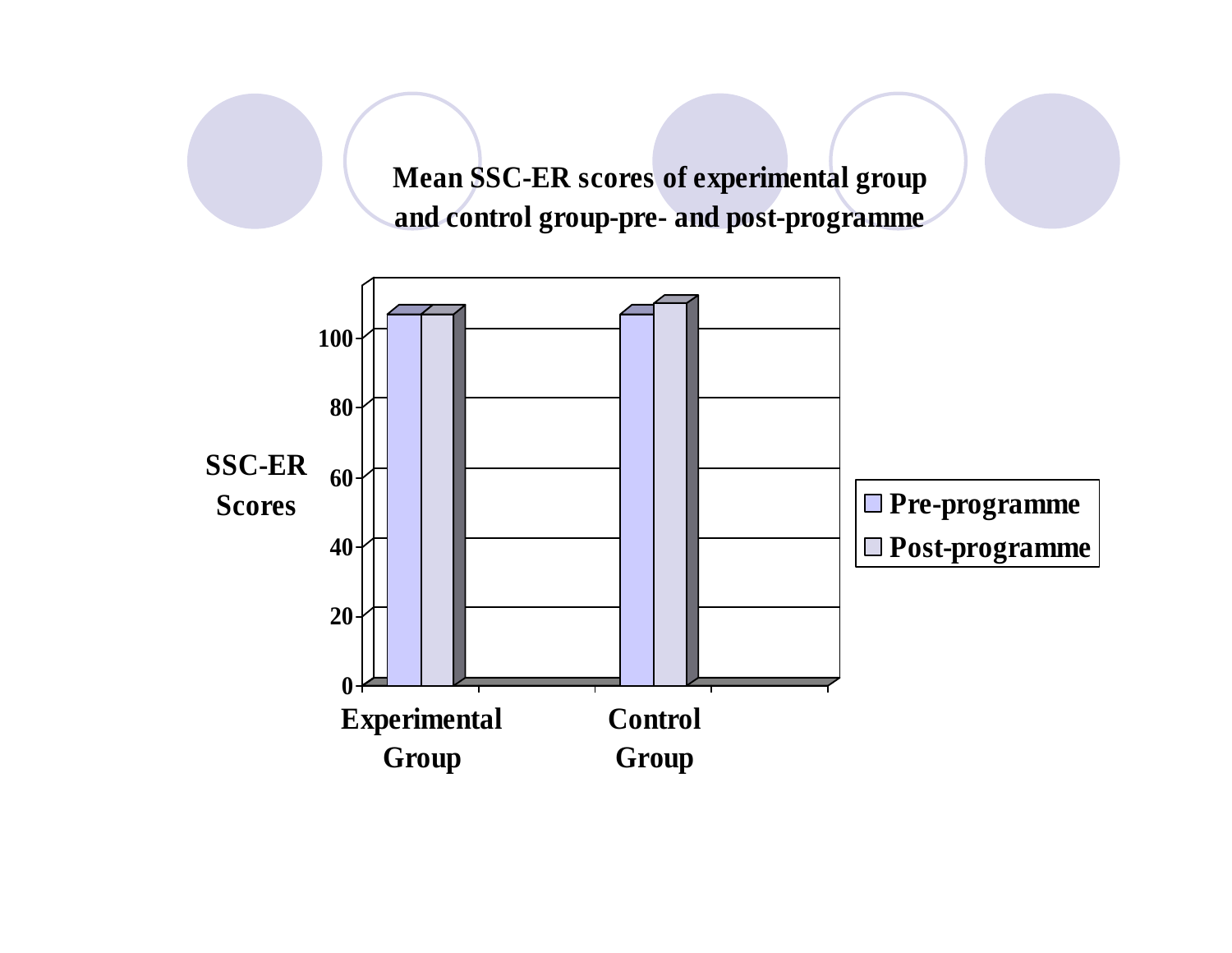**Mean SSC-ER scores of experimental group and control group-pre- and post-programme**

SSC-ER Scores

0, 20, 40, 60, 80, 100

Experimental Group

Control Group

Pre-programme

Post-programme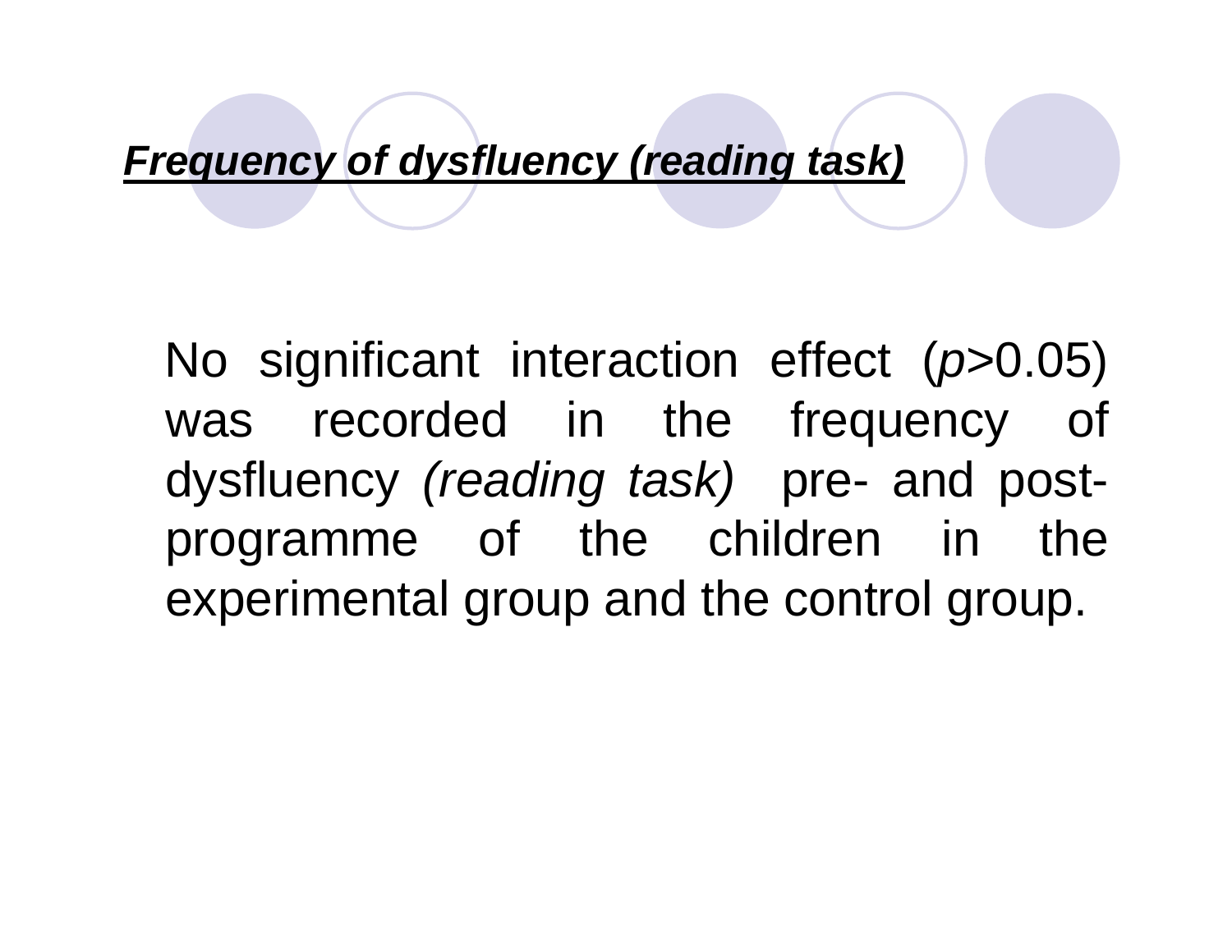## ***Frequency of dysfluency (reading task)***

No significant interaction effect ($p>0.05$) was recorded in the frequency of dysfluency *(reading task)* pre- and post-programme of the children in the experimental group and the control group.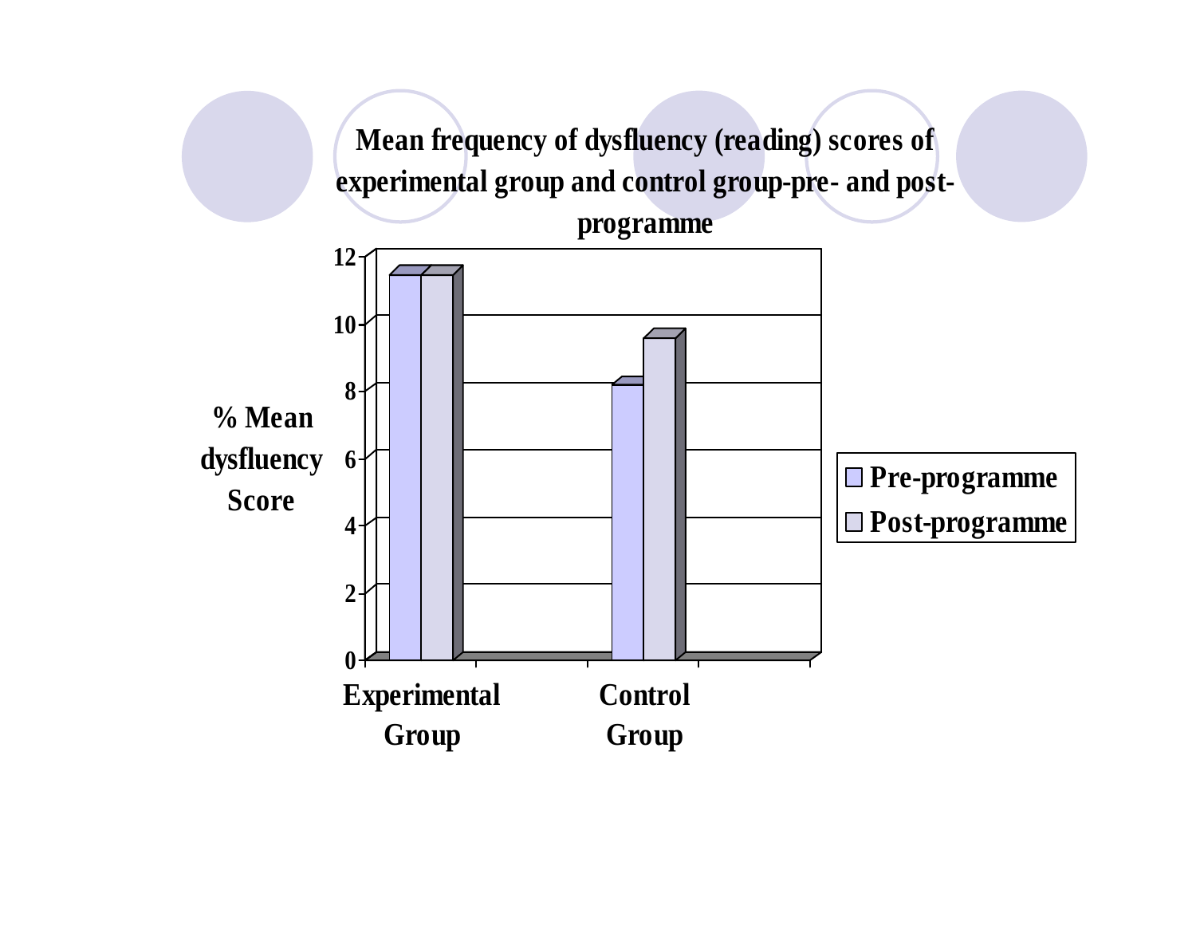**Mean frequency of dysfluency (reading) scores of experimental group and control group-pre- and post-programme**

% Mean dysfluency Score

| | Pre-programme | Post-programme |
|---|---|---|
| Experimental Group | ~11.4 | ~11.4 |
| Control Group | ~8.1 | ~9.5 |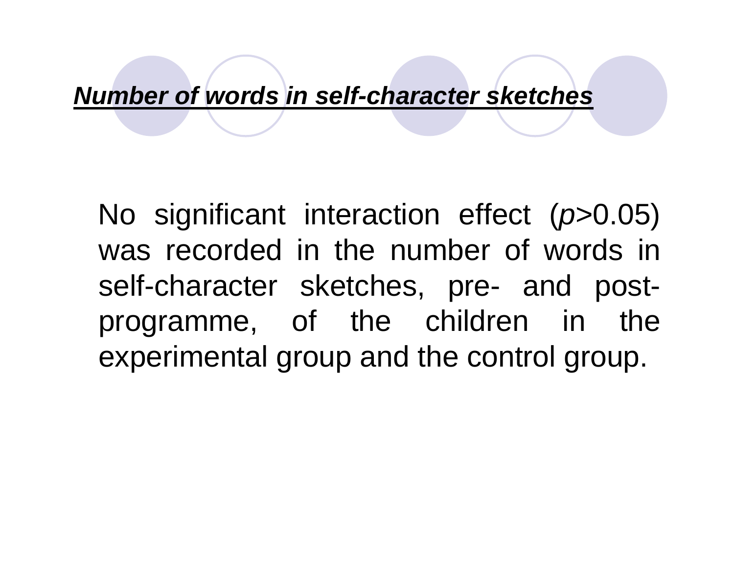## ***Number of words in self-character sketches***

No significant interaction effect ($p > 0.05$) was recorded in the number of words in self-character sketches, pre- and post-programme, of the children in the experimental group and the control group.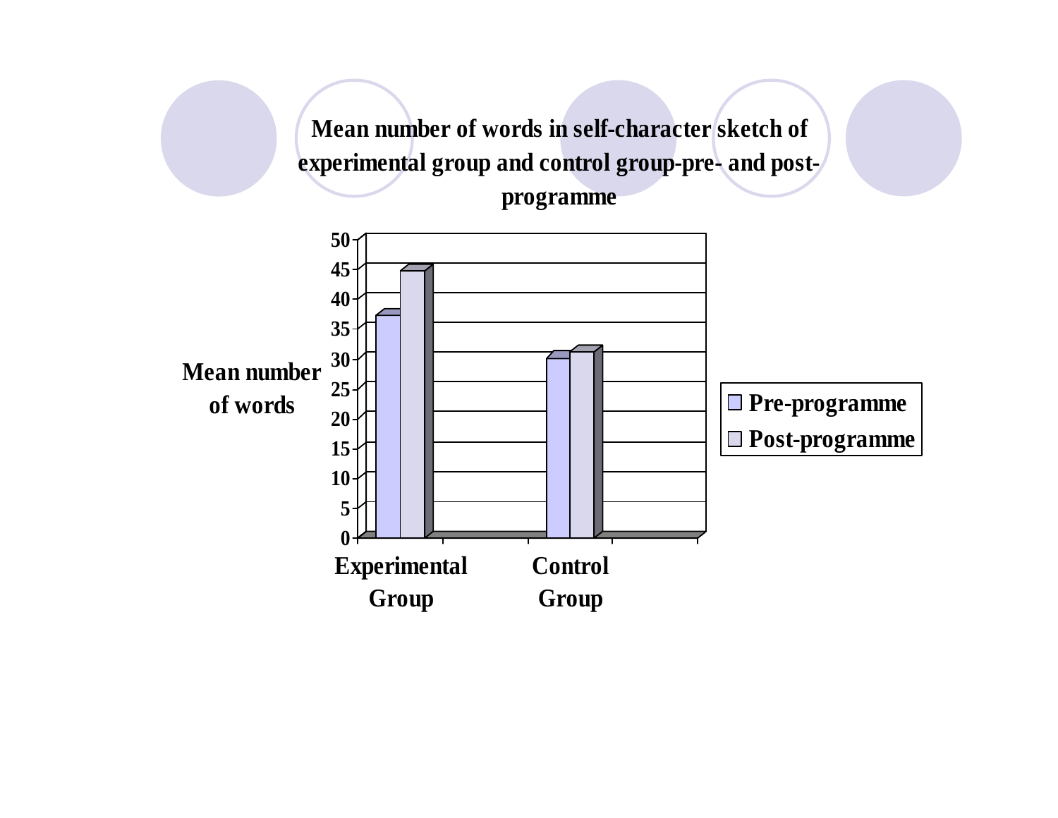## Mean number of words in self-character sketch of experimental group and control group-pre- and post-programme

Mean number of words

50
45
40
35
30
25
20
15
10
5
0

Experimental Group

Control Group

Pre-programme

Post-programme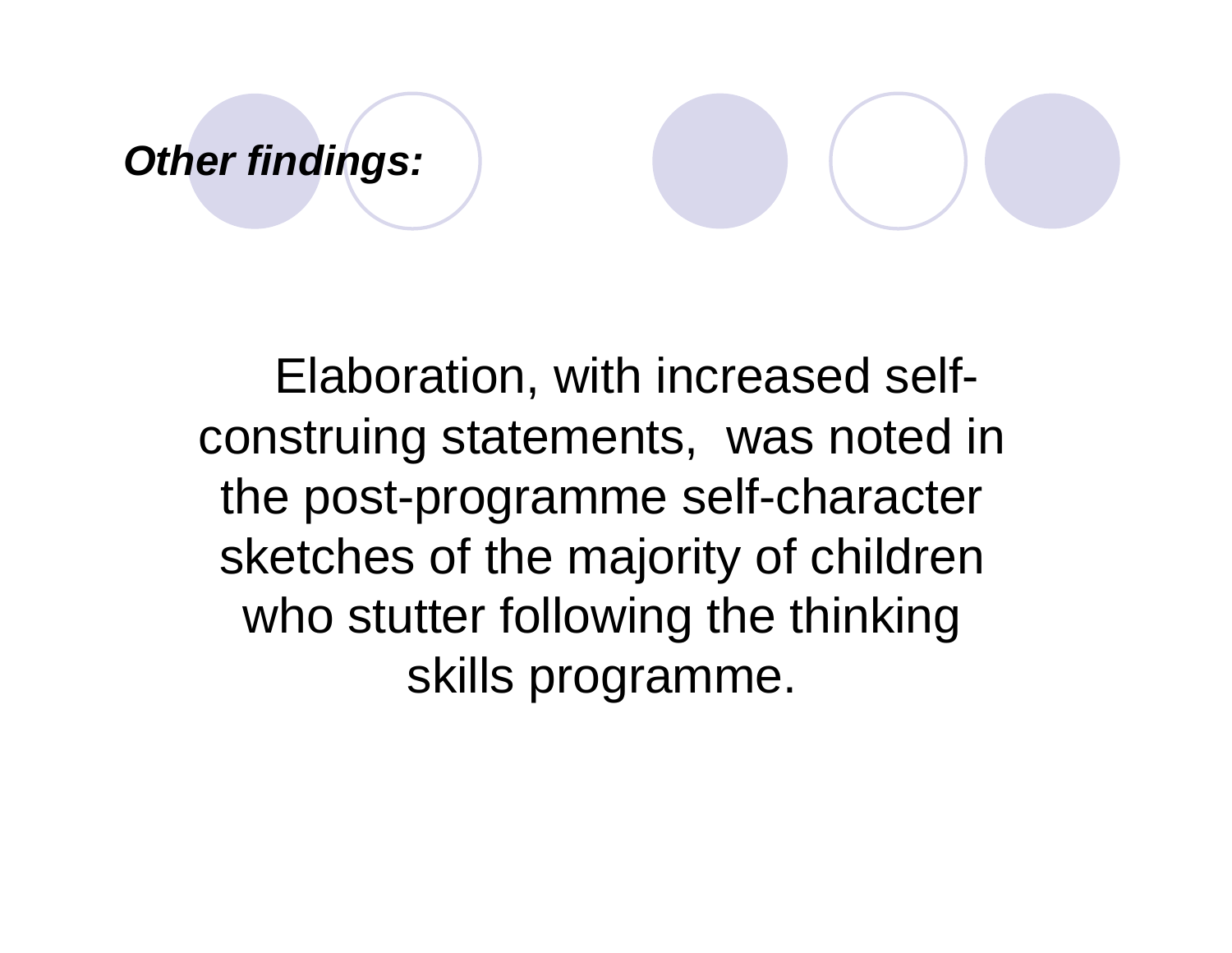***Other findings:***

Elaboration, with increased self-construing statements, was noted in the post-programme self-character sketches of the majority of children who stutter following the thinking skills programme.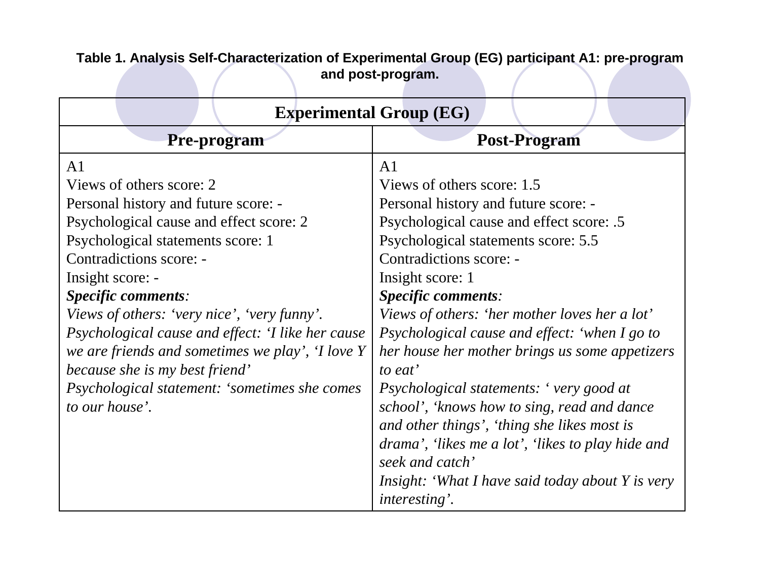**Table 1. Analysis Self-Characterization of Experimental Group (EG) participant A1: pre-program and post-program.**

| Experimental Group (EG) | |
|---|---|
| **Pre-program** | **Post-Program** |
| A1<br>Views of others score: 2<br>Personal history and future score: -<br>Psychological cause and effect score: 2<br>Psychological statements score: 1<br>Contradictions score: -<br>Insight score: -<br>***Specific comments**:*<br>*Views of others: 'very nice', 'very funny'.*<br>*Psychological cause and effect: 'I like her cause we are friends and sometimes we play', 'I love Y because she is my best friend'*<br>*Psychological statement: 'sometimes she comes to our house'.* | A1<br>Views of others score: 1.5<br>Personal history and future score: -<br>Psychological cause and effect score: .5<br>Psychological statements score: 5.5<br>Contradictions score: -<br>Insight score: 1<br>***Specific comments**:*<br>*Views of others: 'her mother loves her a lot'*<br>*Psychological cause and effect: 'when I go to her house her mother brings us some appetizers to eat'*<br>*Psychological statements: ' very good at school', 'knows how to sing, read and dance and other things', 'thing she likes most is drama', 'likes me a lot', 'likes to play hide and seek and catch'*<br>*Insight: 'What I have said today about Y is very interesting'.* |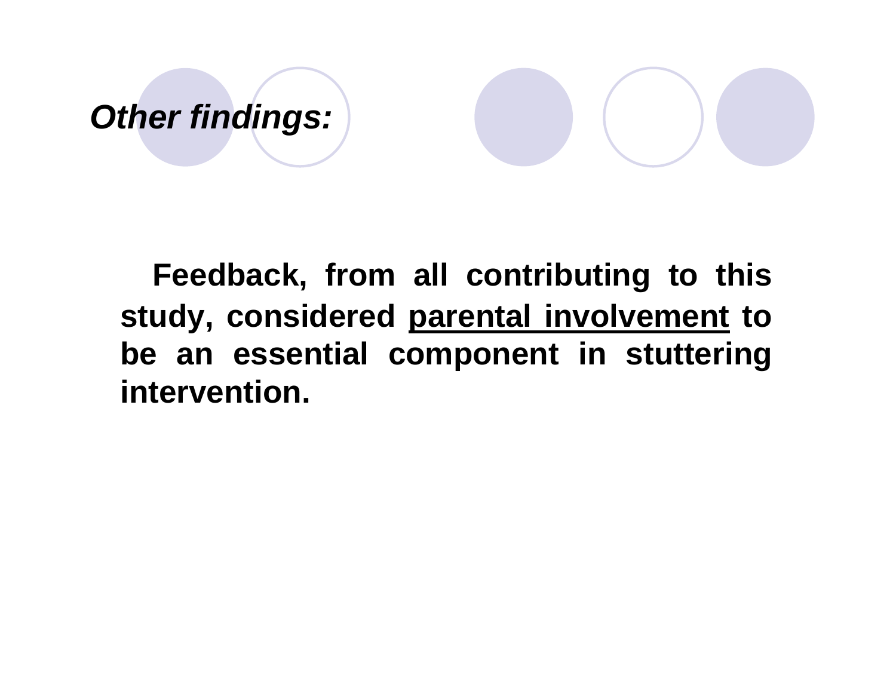## *Other findings:*

**Feedback, from all contributing to this study, considered <u>parental involvement</u> to be an essential component in stuttering intervention.**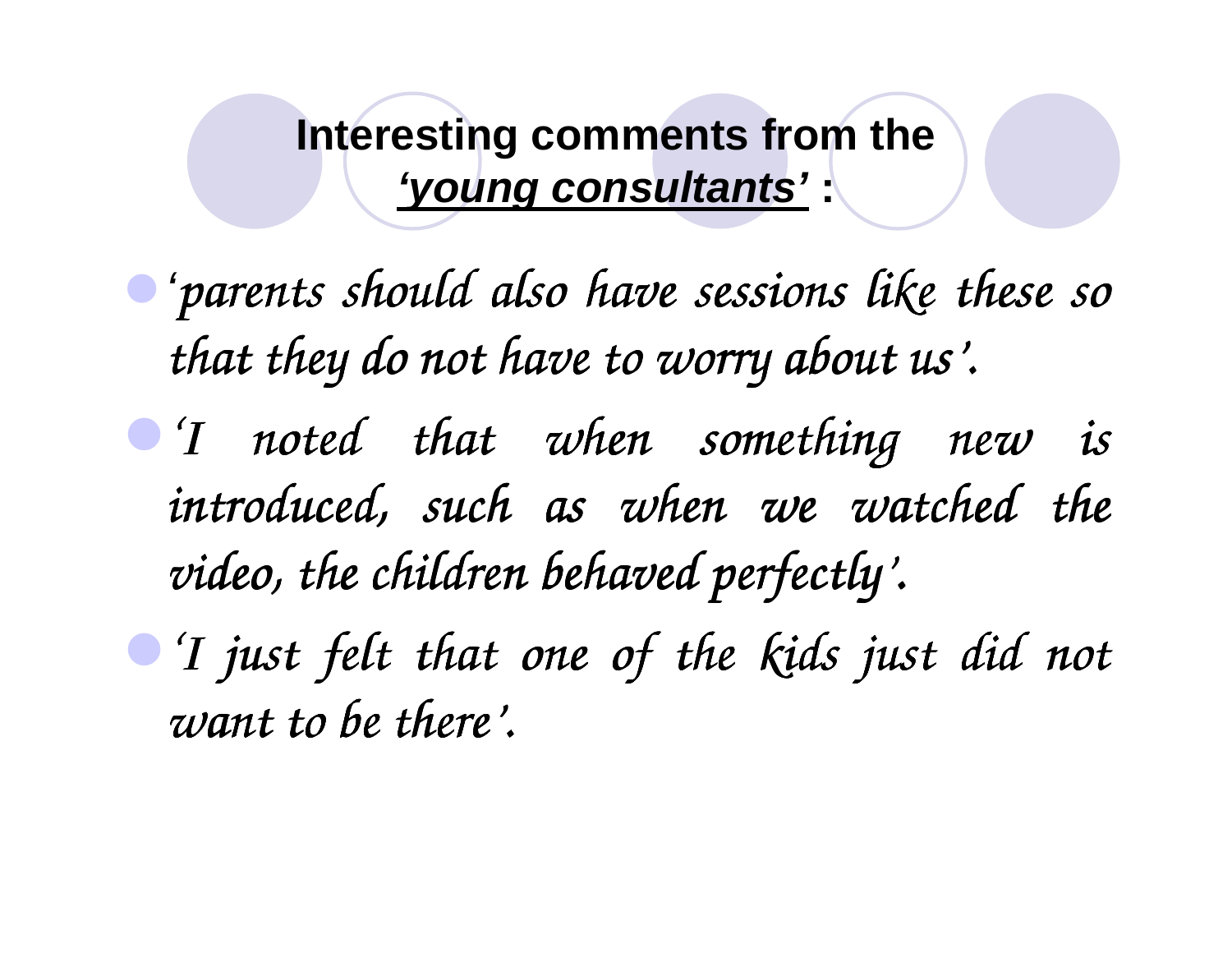# Interesting comments from the ***young consultants*** :

- *'parents should also have sessions like these so that they do not have to worry about us'.*
- *'I noted that when something new is introduced, such as when we watched the video, the children behaved perfectly'.*
- *'I just felt that one of the kids just did not want to be there'.*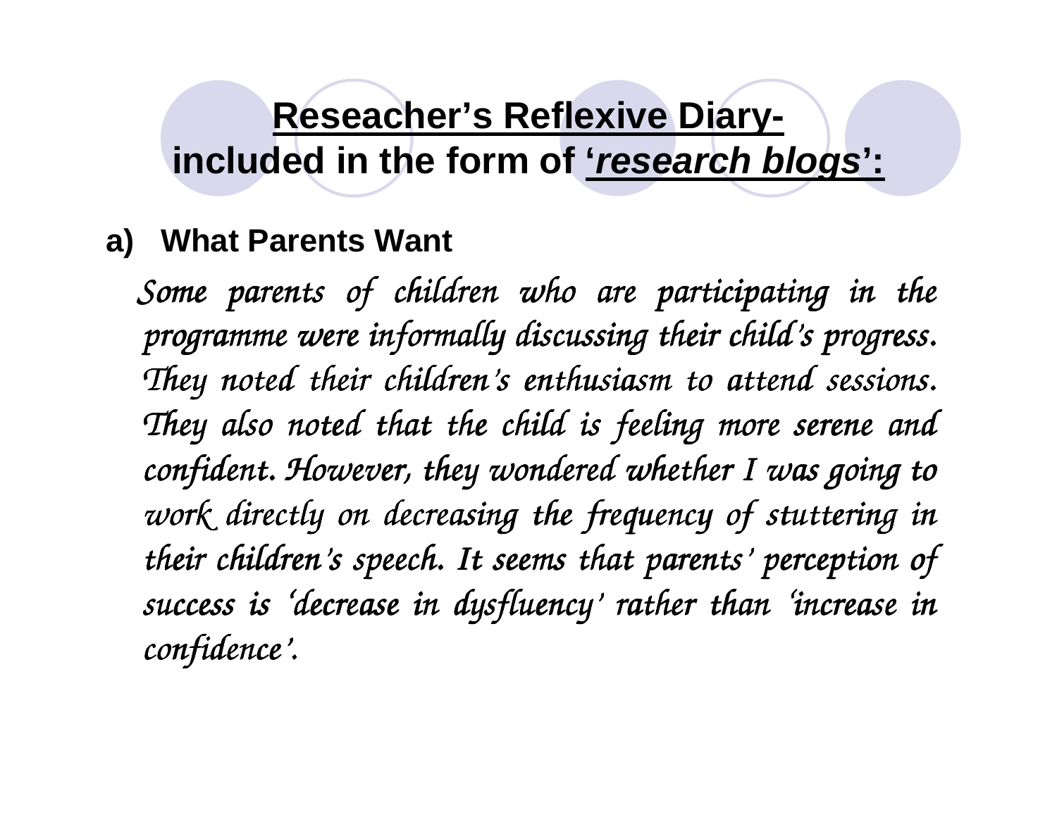# **Reseacher's Reflexive Diary- included in the form of '*research blogs*':**

**a) What Parents Want**

*Some parents of children who are participating in the programme were informally discussing their child's progress. They noted their children's enthusiasm to attend sessions. They also noted that the child is feeling more serene and confident. However, they wondered whether I was going to work directly on decreasing the frequency of stuttering in their children's speech. It seems that parents' perception of success is 'decrease in dysfluency' rather than 'increase in confidence'.*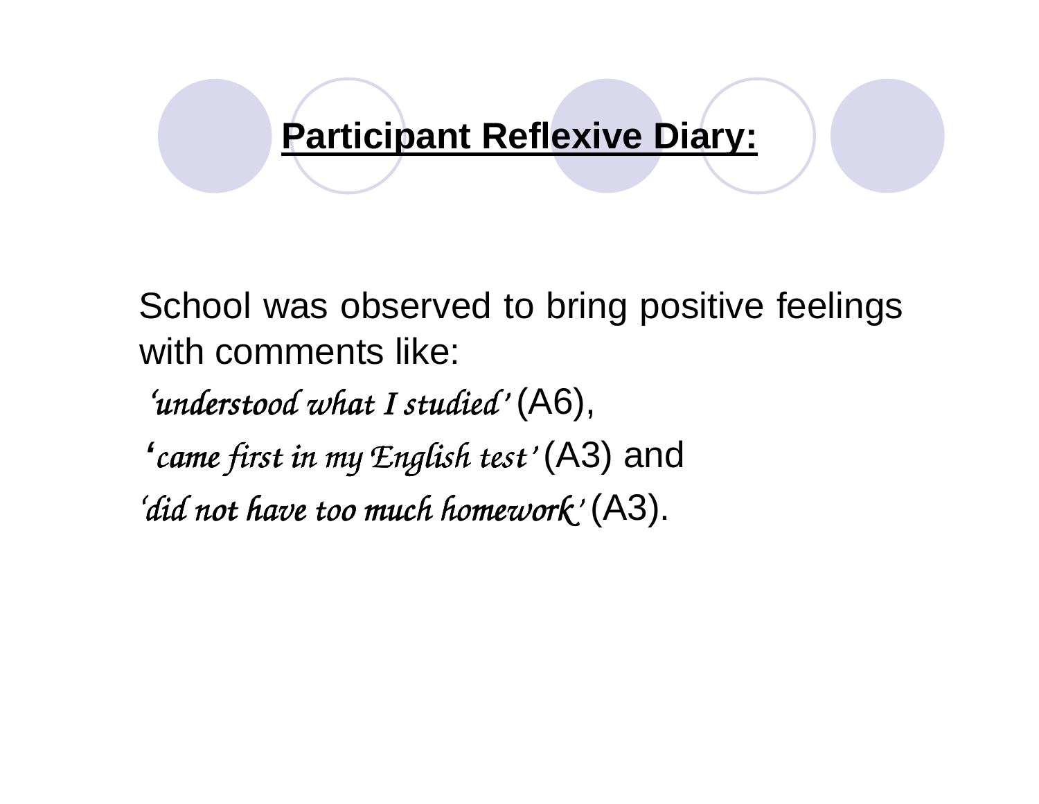# **Participant Reflexive Diary:**

School was observed to bring positive feelings with comments like:

*'understood what I studied'* (A6),

*'came first in my English test'* (A3) and

*'did not have too much homework'* (A3).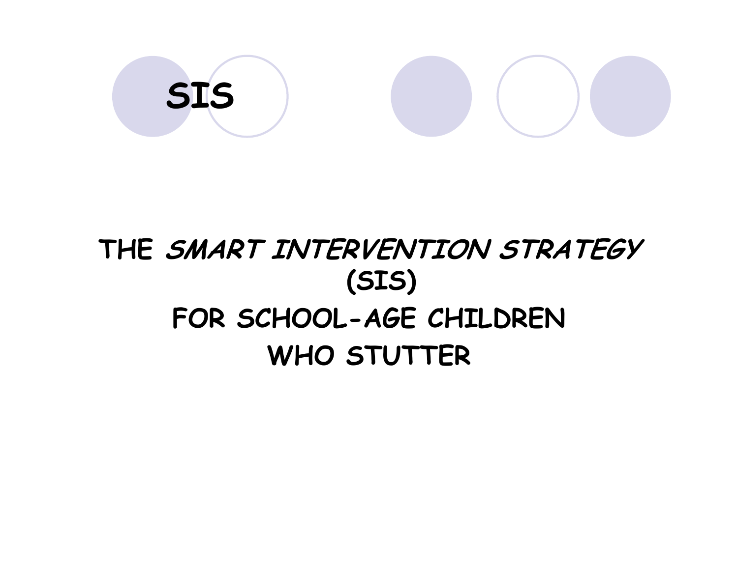# SIS

## THE *SMART INTERVENTION STRATEGY* (SIS)
## FOR SCHOOL-AGE CHILDREN WHO STUTTER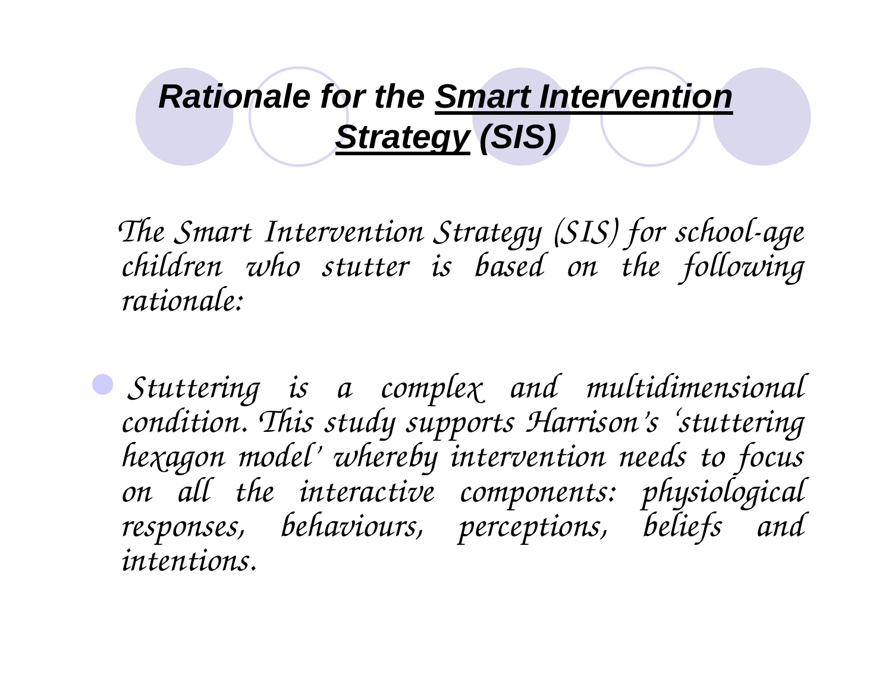# Rationale for the Smart Intervention Strategy (SIS)

*The Smart Intervention Strategy (SIS) for school-age children who stutter is based on the following rationale:*

- *Stuttering is a complex and multidimensional condition. This study supports Harrison's 'stuttering hexagon model' whereby intervention needs to focus on all the interactive components: physiological responses, behaviours, perceptions, beliefs and intentions.*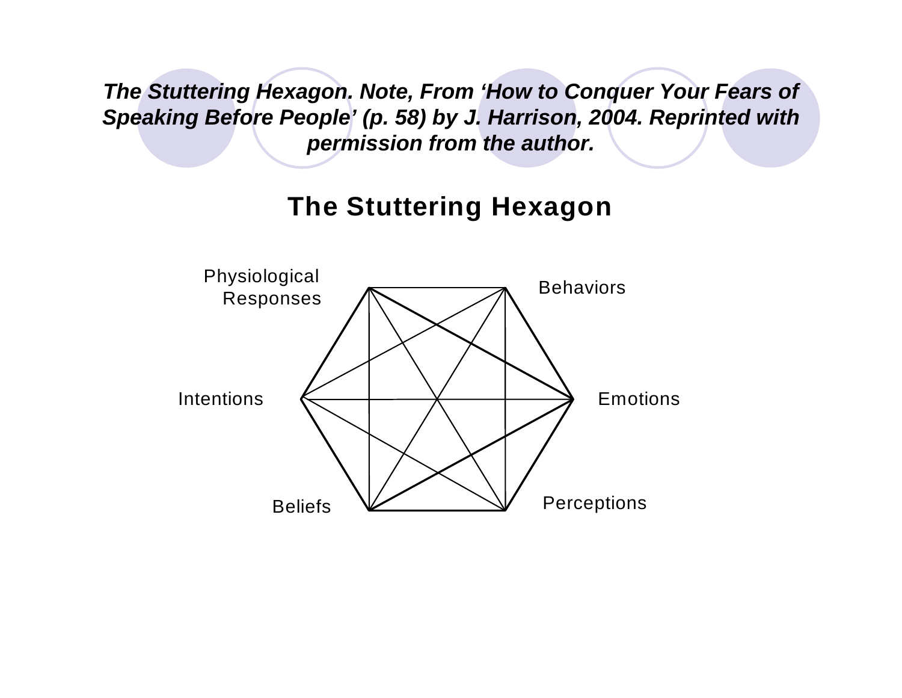***The Stuttering Hexagon. Note, From 'How to Conquer Your Fears of Speaking Before People' (p. 58) by J. Harrison, 2004. Reprinted with permission from the author.***

## The Stuttering Hexagon

Physiological Responses

Behaviors

Intentions

Emotions

Beliefs

Perceptions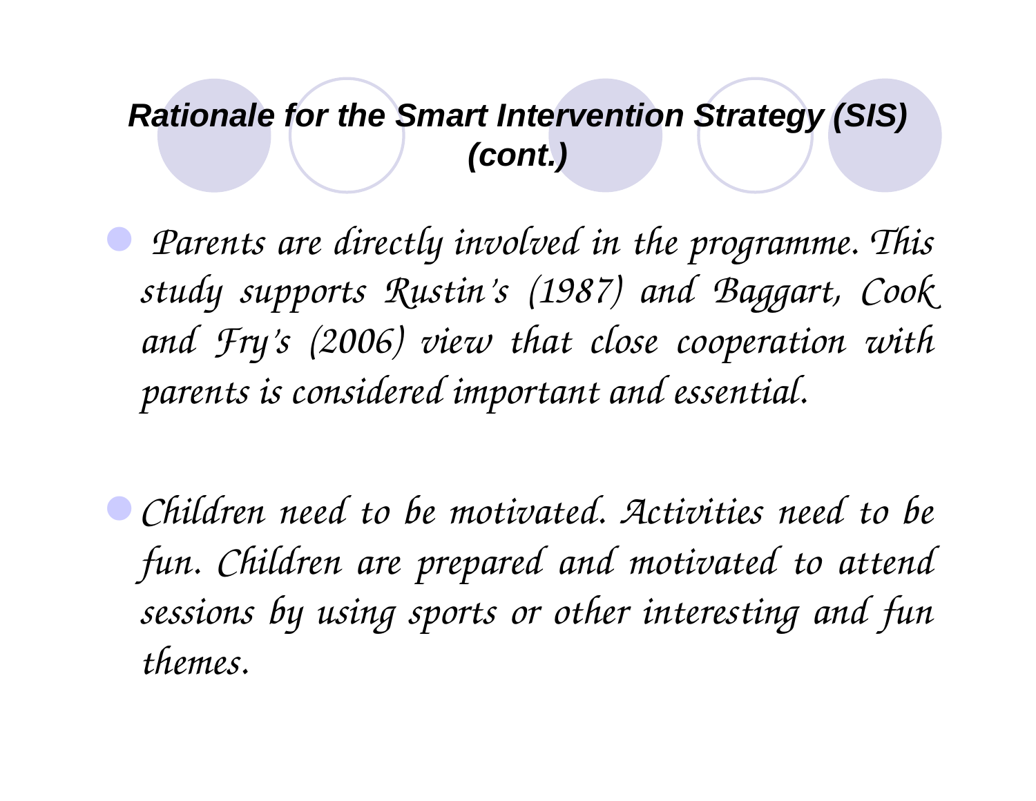## *Rationale for the Smart Intervention Strategy (SIS) (cont.)*

- *Parents are directly involved in the programme. This study supports Rustin's (1987) and Baggart, Cook and Fry's (2006) view that close cooperation with parents is considered important and essential.*

- *Children need to be motivated. Activities need to be fun. Children are prepared and motivated to attend sessions by using sports or other interesting and fun themes.*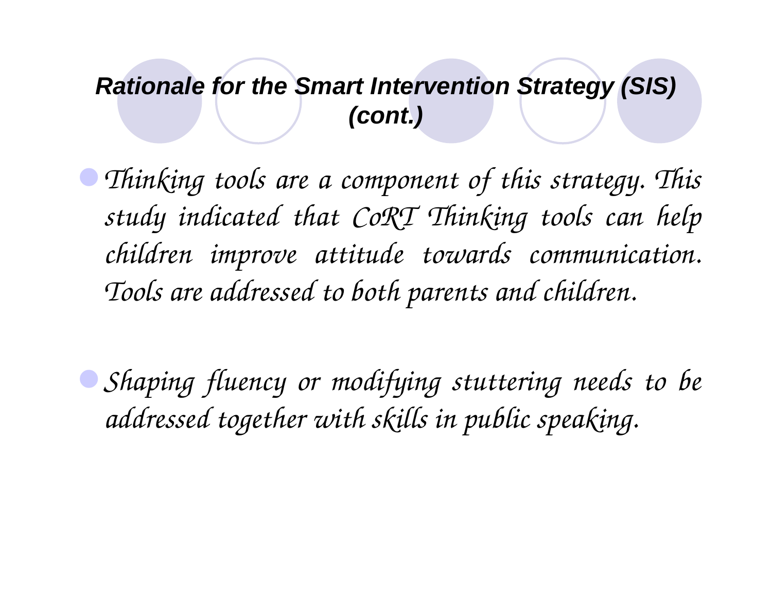## *Rationale for the Smart Intervention Strategy (SIS) (cont.)*

- *Thinking tools are a component of this strategy. This study indicated that CoRT Thinking tools can help children improve attitude towards communication. Tools are addressed to both parents and children.*
- *Shaping fluency or modifying stuttering needs to be addressed together with skills in public speaking.*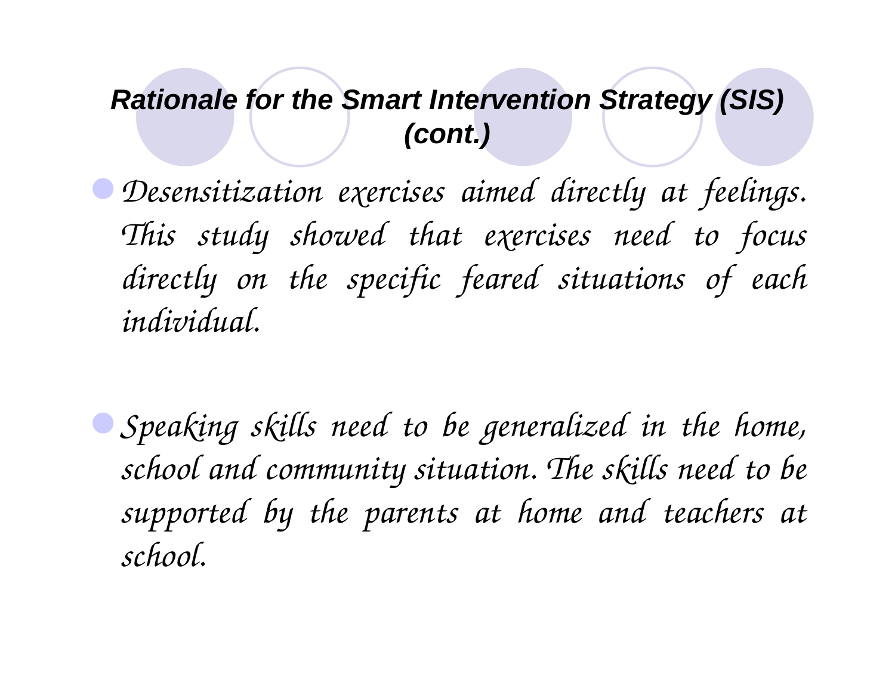## ***Rationale for the Smart Intervention Strategy (SIS) (cont.)***

- *Desensitization exercises aimed directly at feelings. This study showed that exercises need to focus directly on the specific feared situations of each individual.*

- *Speaking skills need to be generalized in the home, school and community situation. The skills need to be supported by the parents at home and teachers at school.*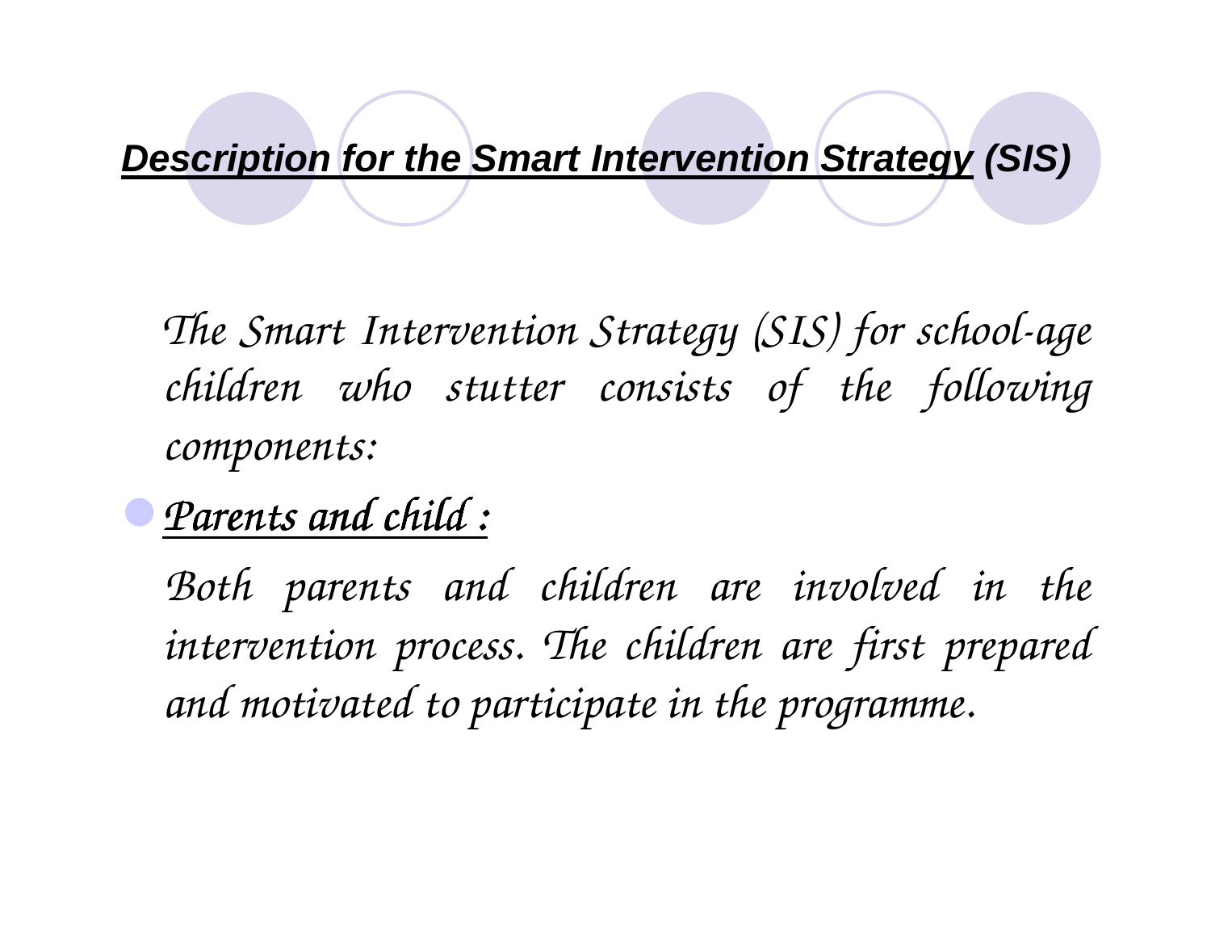## ***Description for the Smart Intervention Strategy (SIS)***

*The Smart Intervention Strategy (SIS) for school-age children who stutter consists of the following components:*

- ***Parents and child :***

  *Both parents and children are involved in the intervention process. The children are first prepared and motivated to participate in the programme.*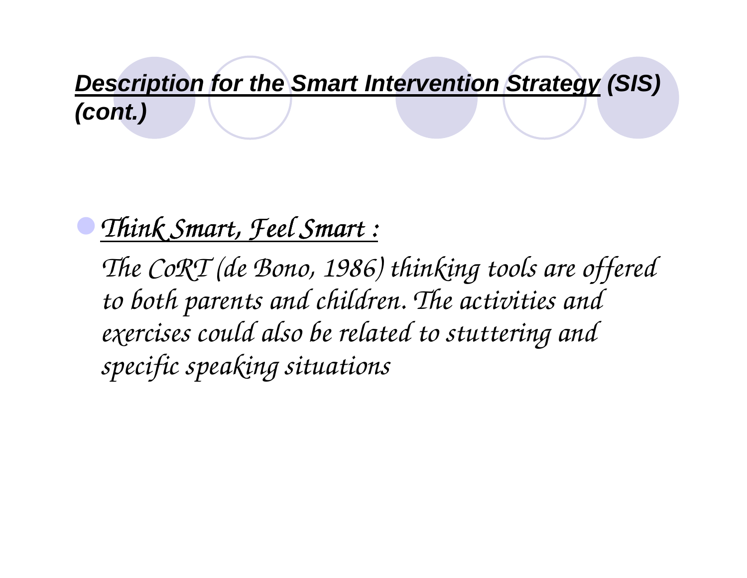## ***Description for the Smart Intervention Strategy (SIS) (cont.)***

- *Think Smart, Feel Smart :*

  *The CoRT (de Bono, 1986) thinking tools are offered to both parents and children. The activities and exercises could also be related to stuttering and specific speaking situations*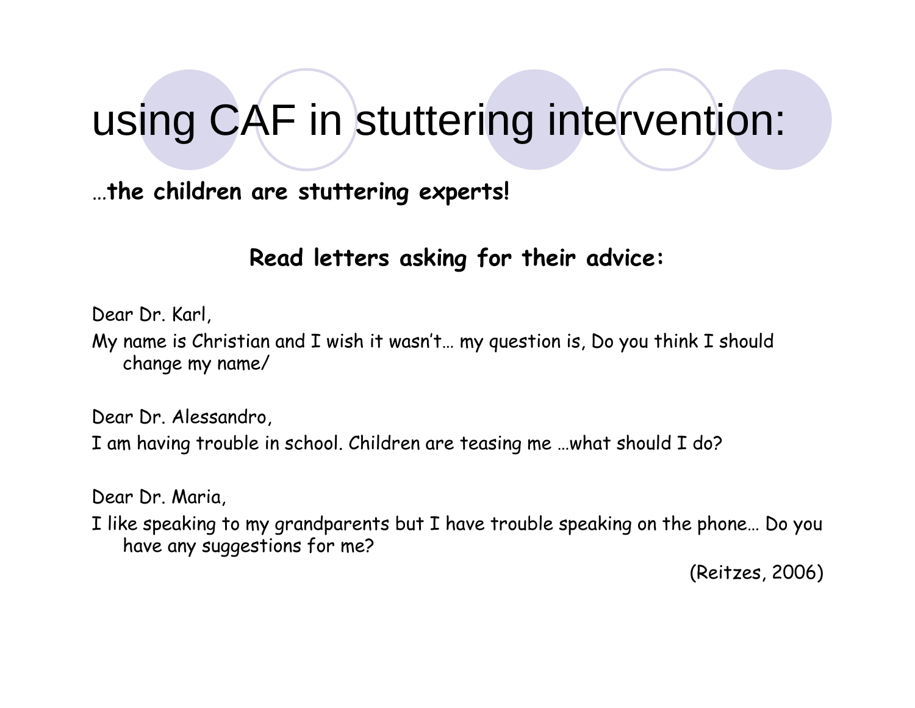# using CAF in stuttering intervention:

…**the children are stuttering experts!**

**Read letters asking for their advice:**

Dear Dr. Karl,

My name is Christian and I wish it wasn't… my question is, Do you think I should change my name/

Dear Dr. Alessandro,

I am having trouble in school. Children are teasing me …what should I do?

Dear Dr. Maria,

I like speaking to my grandparents but I have trouble speaking on the phone… Do you have any suggestions for me?

(Reitzes, 2006)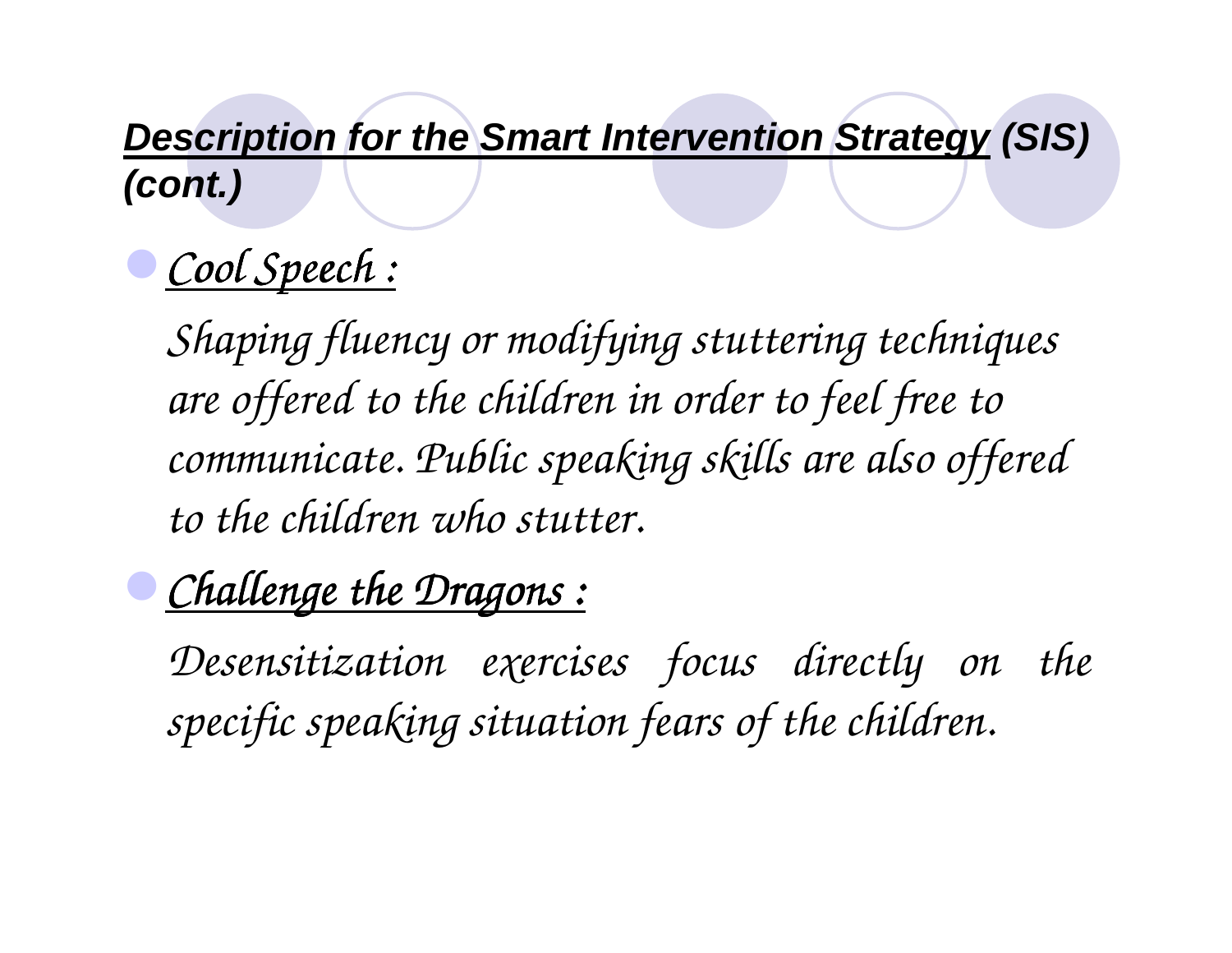## ***Description for the Smart Intervention Strategy (SIS) (cont.)***

- ***Cool Speech :***

  *Shaping fluency or modifying stuttering techniques are offered to the children in order to feel free to communicate. Public speaking skills are also offered to the children who stutter.*

- ***Challenge the Dragons :***

  *Desensitization exercises focus directly on the specific speaking situation fears of the children.*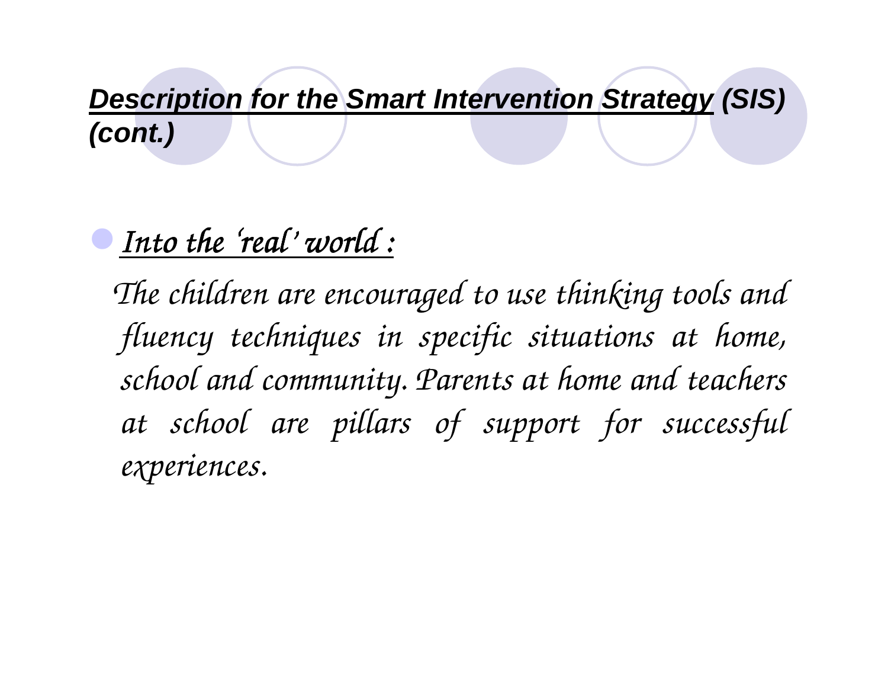## ***Description for the Smart Intervention Strategy (SIS) (cont.)***

- ***Into the 'real' world :***

  *The children are encouraged to use thinking tools and fluency techniques in specific situations at home, school and community. Parents at home and teachers at school are pillars of support for successful experiences.*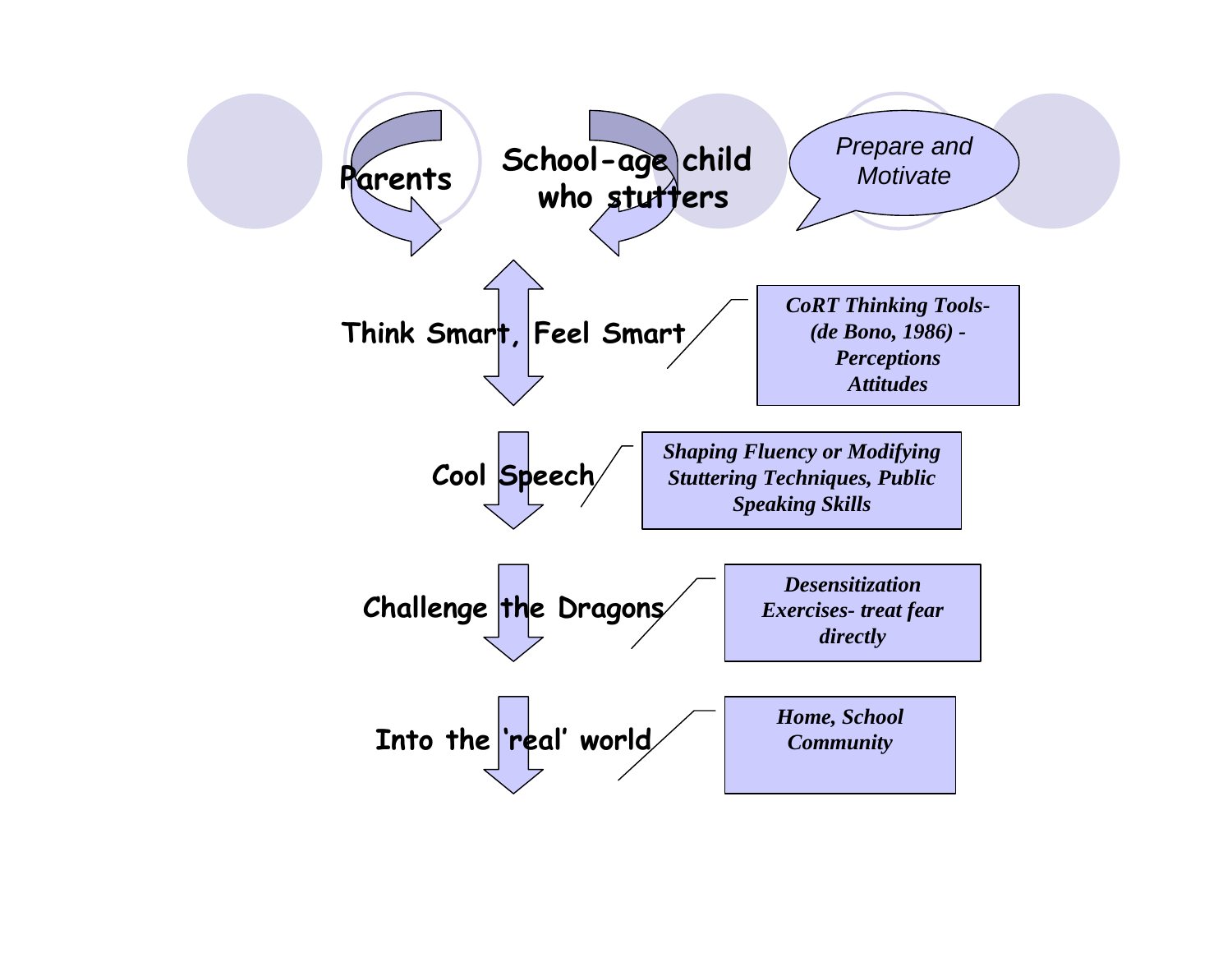Parents

School-age child who stutters

*Prepare and Motivate*

Think Smart, Feel Smart

***CoRT Thinking Tools- (de Bono, 1986) - Perceptions Attitudes***

Cool Speech

***Shaping Fluency or Modifying Stuttering Techniques, Public Speaking Skills***

Challenge the Dragons

***Desensitization Exercises- treat fear directly***

Into the 'real' world

***Home, School Community***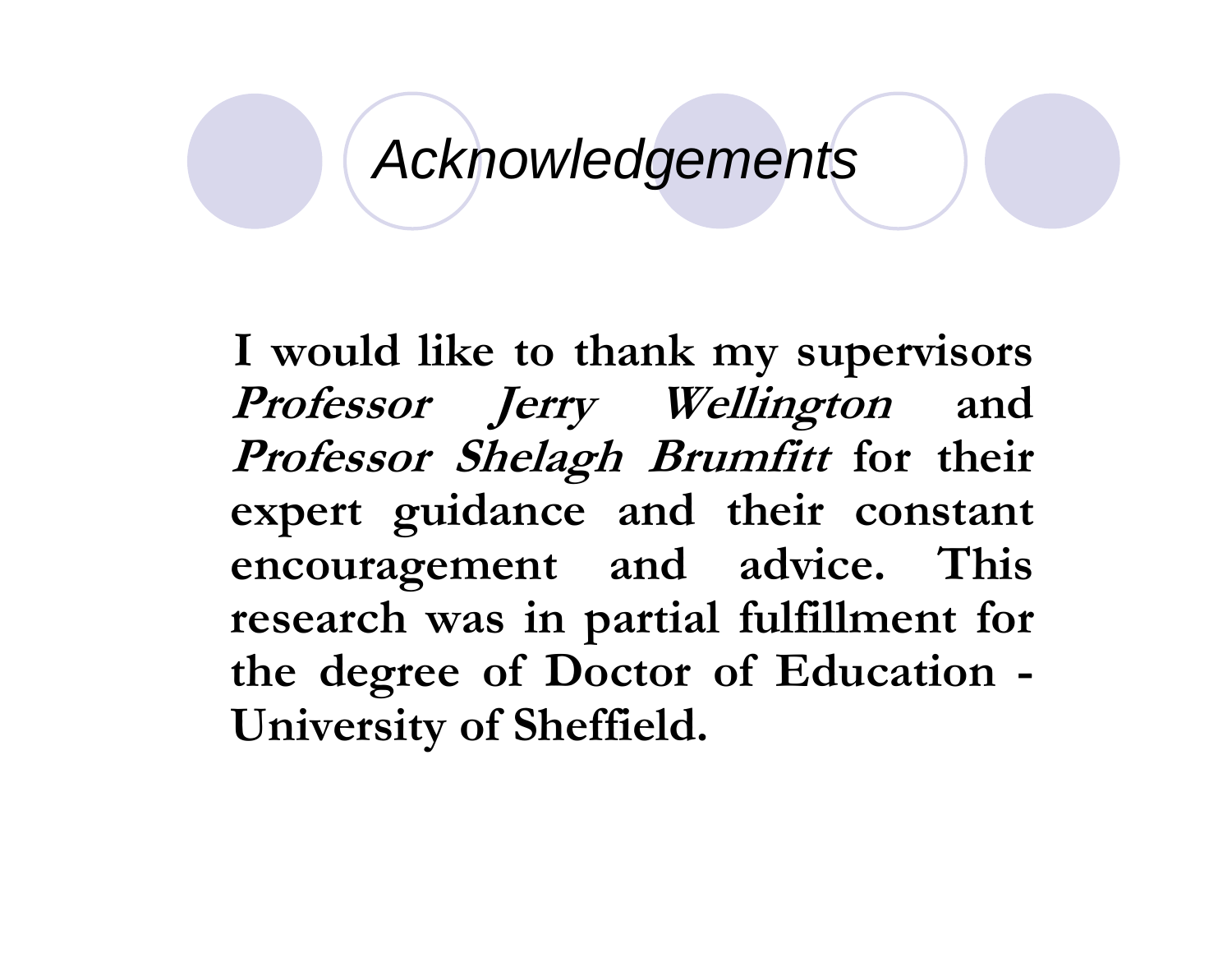# *Acknowledgements*

**I would like to thank my supervisors *Professor Jerry Wellington* and *Professor Shelagh Brumfitt* for their expert guidance and their constant encouragement and advice. This research was in partial fulfillment for the degree of Doctor of Education - University of Sheffield.**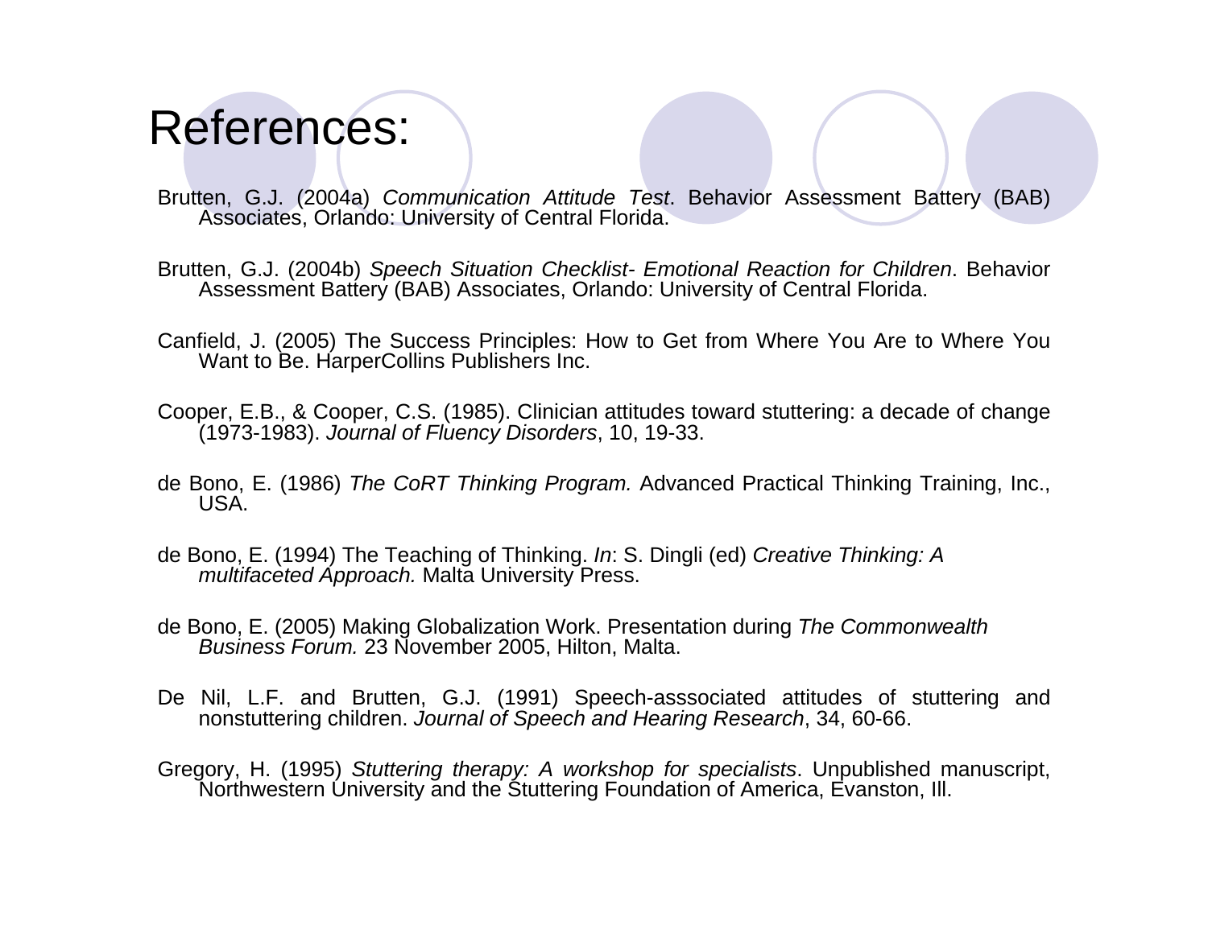# References:

Brutten, G.J. (2004a) *Communication Attitude Test*. Behavior Assessment Battery (BAB) Associates, Orlando: University of Central Florida.

Brutten, G.J. (2004b) *Speech Situation Checklist- Emotional Reaction for Children*. Behavior Assessment Battery (BAB) Associates, Orlando: University of Central Florida.

Canfield, J. (2005) The Success Principles: How to Get from Where You Are to Where You Want to Be. HarperCollins Publishers Inc.

Cooper, E.B., & Cooper, C.S. (1985). Clinician attitudes toward stuttering: a decade of change (1973-1983). *Journal of Fluency Disorders*, 10, 19-33.

de Bono, E. (1986) *The CoRT Thinking Program.* Advanced Practical Thinking Training, Inc., USA.

de Bono, E. (1994) The Teaching of Thinking. *In*: S. Dingli (ed) *Creative Thinking: A multifaceted Approach.* Malta University Press.

de Bono, E. (2005) Making Globalization Work. Presentation during *The Commonwealth Business Forum.* 23 November 2005, Hilton, Malta.

De Nil, L.F. and Brutten, G.J. (1991) Speech-asssociated attitudes of stuttering and nonstuttering children. *Journal of Speech and Hearing Research*, 34, 60-66.

Gregory, H. (1995) *Stuttering therapy: A workshop for specialists*. Unpublished manuscript, Northwestern University and the Stuttering Foundation of America, Evanston, Ill.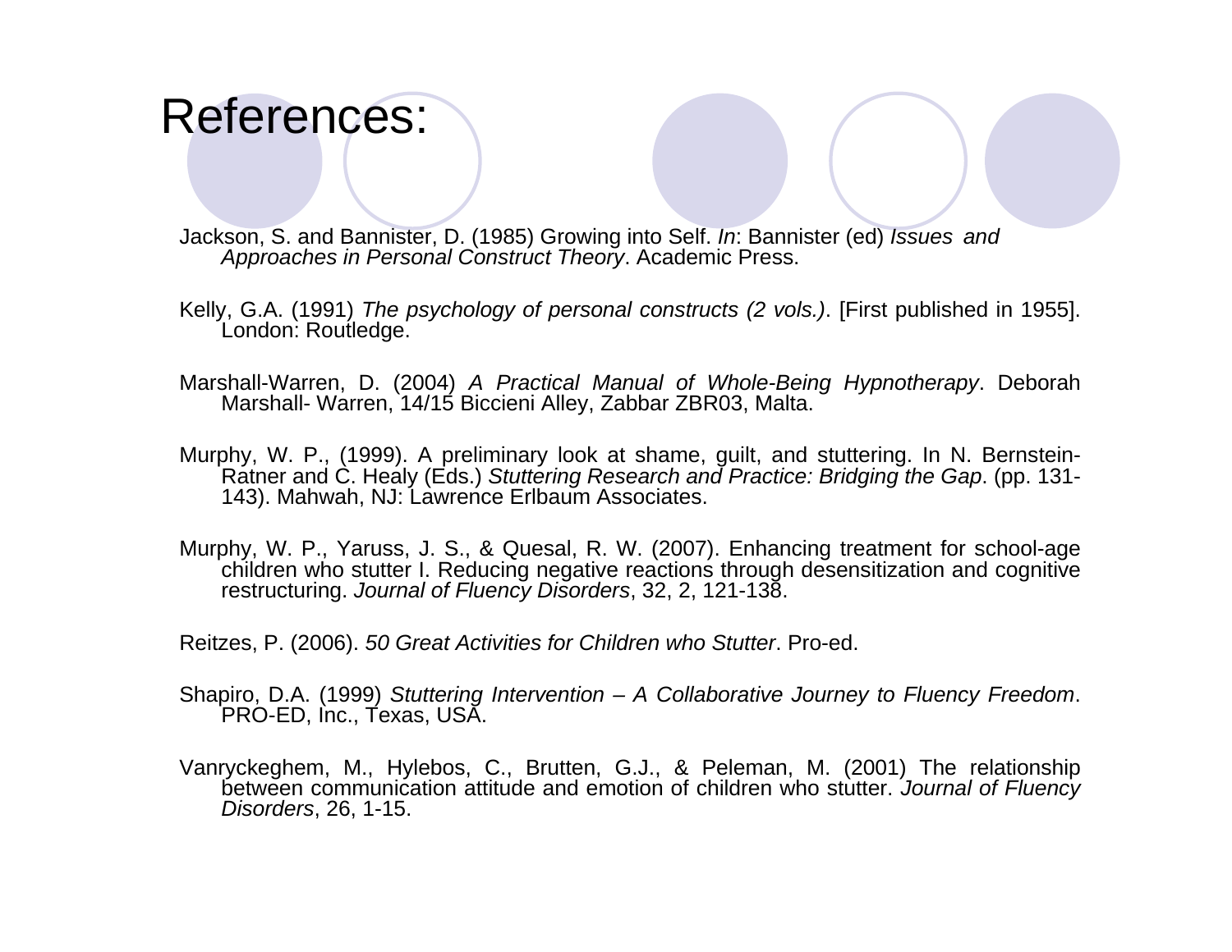# References:

Jackson, S. and Bannister, D. (1985) Growing into Self. *In*: Bannister (ed) *Issues and Approaches in Personal Construct Theory*. Academic Press.

Kelly, G.A. (1991) *The psychology of personal constructs (2 vols.)*. [First published in 1955]. London: Routledge.

Marshall-Warren, D. (2004) *A Practical Manual of Whole-Being Hypnotherapy*. Deborah Marshall- Warren, 14/15 Biccieni Alley, Zabbar ZBR03, Malta.

Murphy, W. P., (1999). A preliminary look at shame, guilt, and stuttering. In N. Bernstein-Ratner and C. Healy (Eds.) *Stuttering Research and Practice: Bridging the Gap*. (pp. 131-143). Mahwah, NJ: Lawrence Erlbaum Associates.

Murphy, W. P., Yaruss, J. S., & Quesal, R. W. (2007). Enhancing treatment for school-age children who stutter I. Reducing negative reactions through desensitization and cognitive restructuring. *Journal of Fluency Disorders*, 32, 2, 121-138.

Reitzes, P. (2006). *50 Great Activities for Children who Stutter*. Pro-ed.

Shapiro, D.A. (1999) *Stuttering Intervention – A Collaborative Journey to Fluency Freedom*. PRO-ED, Inc., Texas, USA.

Vanryckeghem, M., Hylebos, C., Brutten, G.J., & Peleman, M. (2001) The relationship between communication attitude and emotion of children who stutter. *Journal of Fluency Disorders*, 26, 1-15.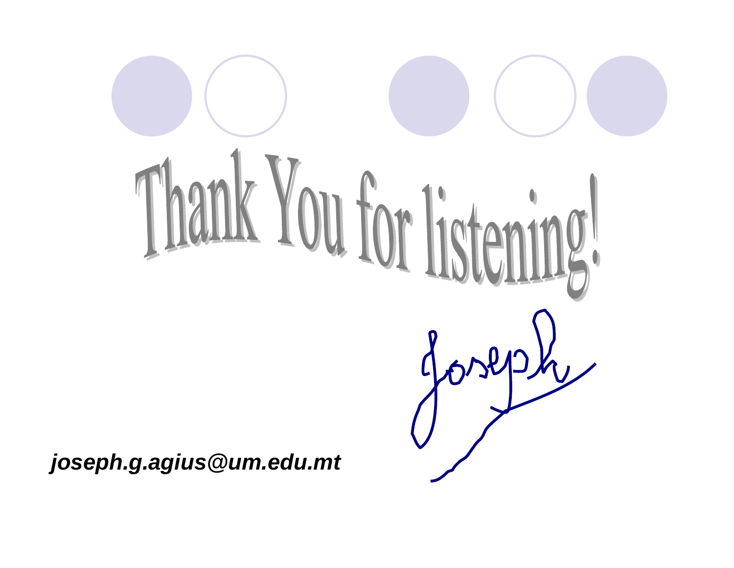# Thank You for listening!

Joseph

***joseph.g.agius@um.edu.mt***